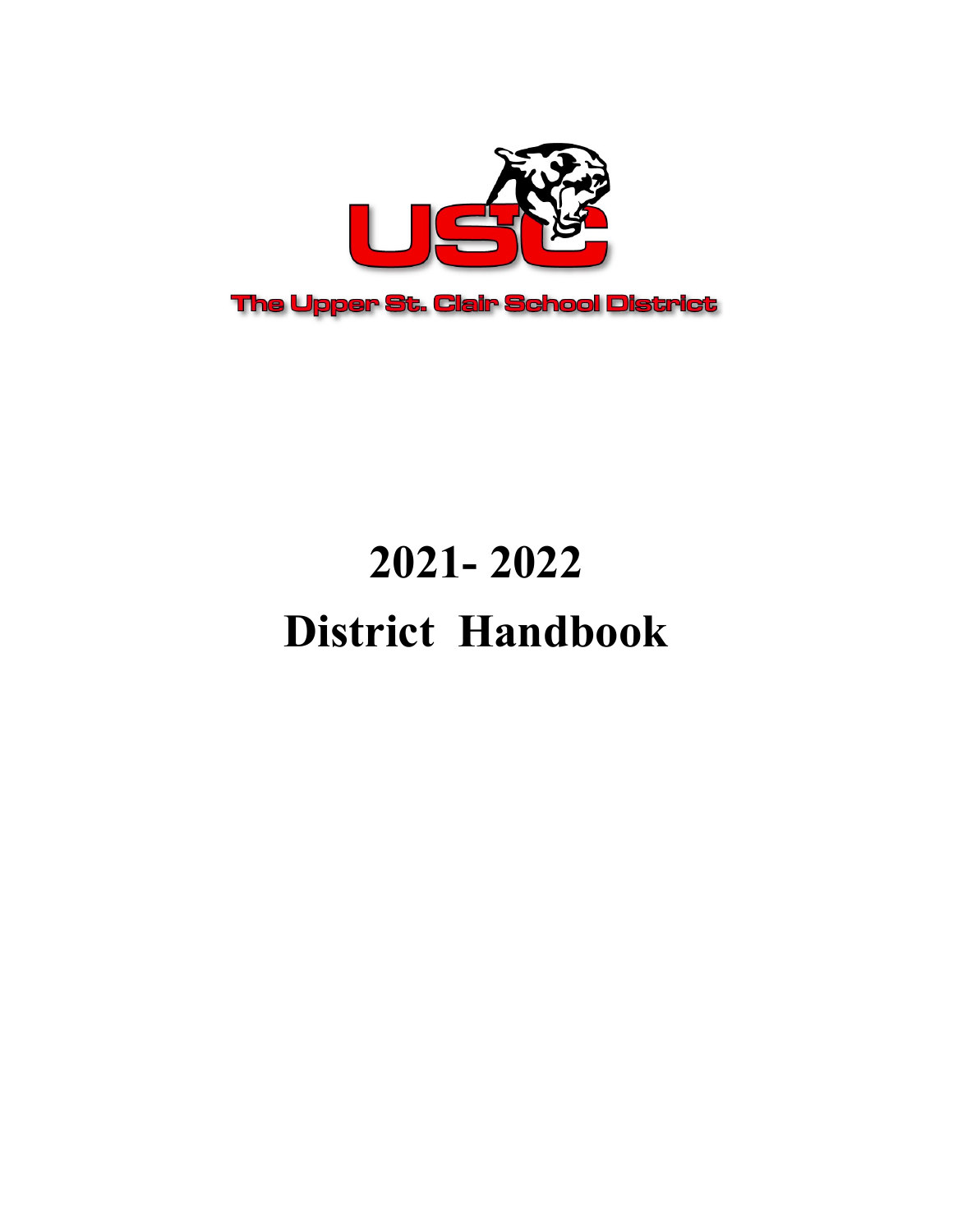The Upper St. Clair School District

# 2021- 2022

# District Handbook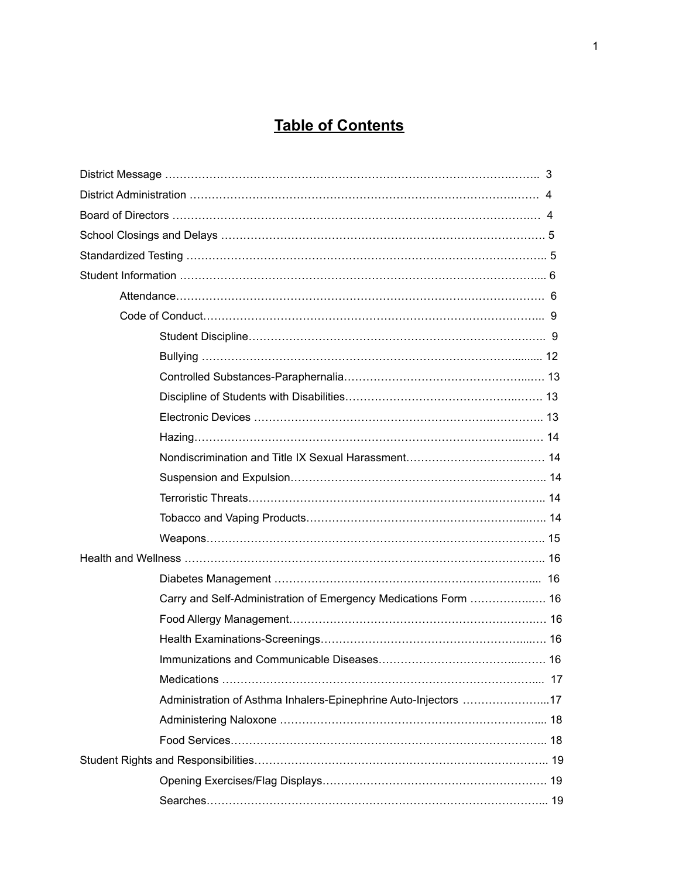# Table of Contents

- District Message ........ 3
- District Administration ........ 4
- Board of Directors ........ 4
- School Closings and Delays ........ 5
- Standardized Testing ........ 5
- Student Information ........ 6
  - Attendance ........ 6
  - Code of Conduct ........ 9
    - Student Discipline ........ 9
    - Bullying ........ 12
    - Controlled Substances-Paraphernalia ........ 13
    - Discipline of Students with Disabilities ........ 13
    - Electronic Devices ........ 13
    - Hazing ........ 14
    - Nondiscrimination and Title IX Sexual Harassment ........ 14
    - Suspension and Expulsion ........ 14
    - Terroristic Threats ........ 14
    - Tobacco and Vaping Products ........ 14
    - Weapons ........ 15
- Health and Wellness ........ 16
  - Diabetes Management ........ 16
  - Carry and Self-Administration of Emergency Medications Form ........ 16
  - Food Allergy Management ........ 16
  - Health Examinations-Screenings ........ 16
  - Immunizations and Communicable Diseases ........ 16
  - Medications ........ 17
  - Administration of Asthma Inhalers-Epinephrine Auto-Injectors ........ 17
  - Administering Naloxone ........ 18
  - Food Services ........ 18
- Student Rights and Responsibilities ........ 19
  - Opening Exercises/Flag Displays ........ 19
  - Searches ........ 19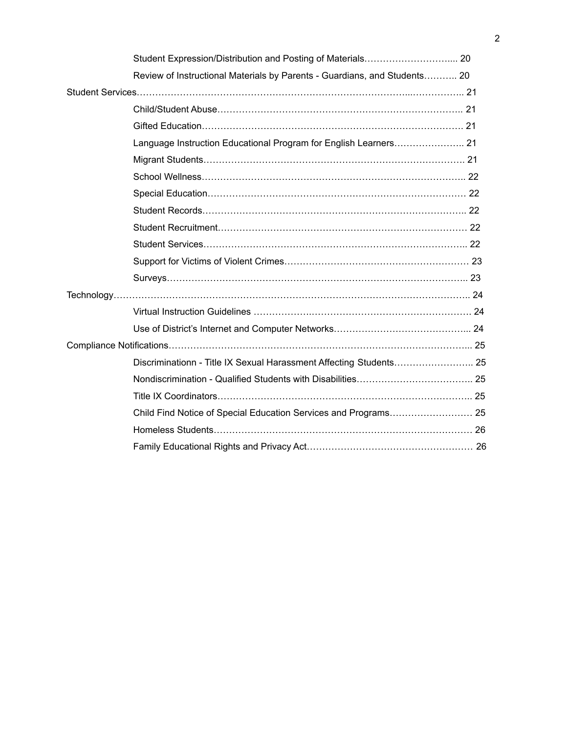Student Expression/Distribution and Posting of Materials………………………... 20

Review of Instructional Materials by Parents - Guardians, and Students……….. 20

Student Services……………………………………………………………………...…………….. 21

Child/Student Abuse…………………………………………………………………….. 21

Gifted Education…………………………………………………………………………. 21

Language Instruction Educational Program for English Learners………………….. 21

Migrant Students…………………………………………………………………………. 21

School Wellness………………………………………………………………………….. 22

Special Education………………………………………………………………………… 22

Student Records………………………………………………………………………….. 22

Student Recruitment……………………………………………………………………… 22

Student Services………………………………………………………………………….. 22

Support for Victims of Violent Crimes…………………………………………………… 23

Surveys…………………………………………………………………………………….. 23

Technology………………………………………………………………………………………….. 24

Virtual Instruction Guidelines ……………………………………………………………… 24

Use of District's Internet and Computer Networks……………………………………... 24

Compliance Notifications………………………………………………………………………... 25

Discriminationn - Title IX Sexual Harassment Affecting Students…………………….. 25

Nondiscrimination - Qualified Students with Disabilities……………………………….. 25

Title IX Coordinators……………………………………………………………………….. 25

Child Find Notice of Special Education Services and Programs……………………… 25

Homeless Students………………………………………………………………………… 26

Family Educational Rights and Privacy Act……………………………………………… 26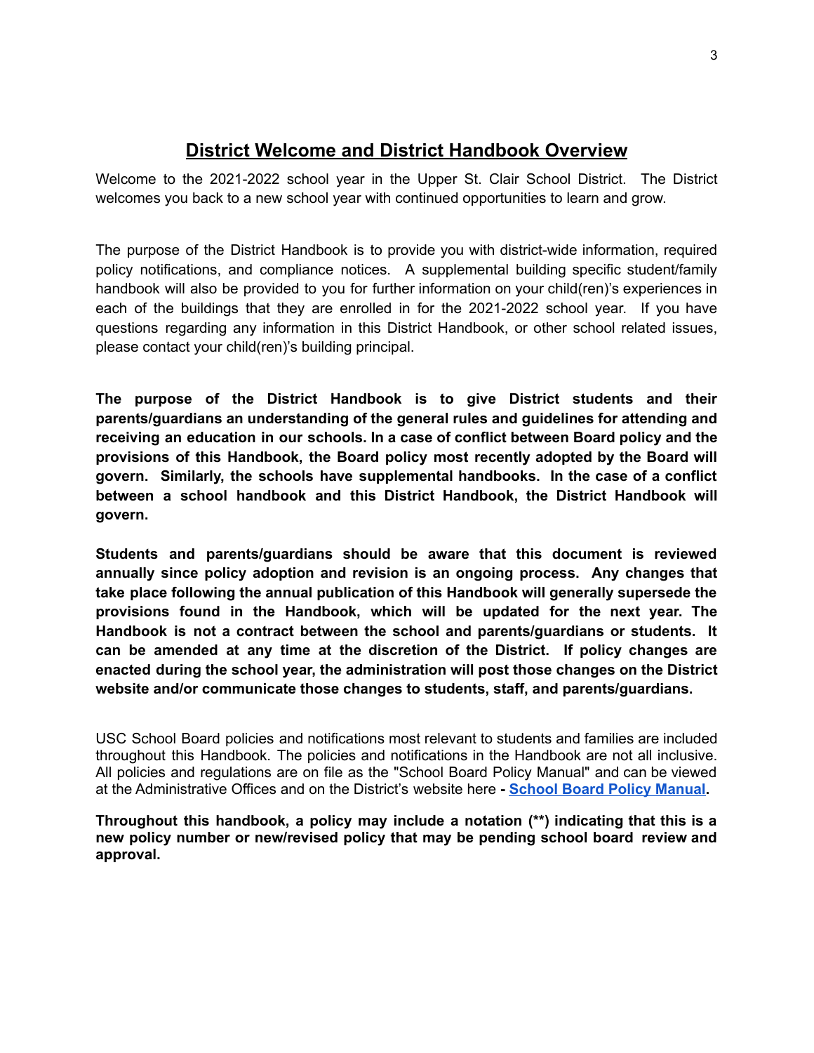## District Welcome and District Handbook Overview

Welcome to the 2021-2022 school year in the Upper St. Clair School District. The District welcomes you back to a new school year with continued opportunities to learn and grow.

The purpose of the District Handbook is to provide you with district-wide information, required policy notifications, and compliance notices. A supplemental building specific student/family handbook will also be provided to you for further information on your child(ren)'s experiences in each of the buildings that they are enrolled in for the 2021-2022 school year. If you have questions regarding any information in this District Handbook, or other school related issues, please contact your child(ren)'s building principal.

**The purpose of the District Handbook is to give District students and their parents/guardians an understanding of the general rules and guidelines for attending and receiving an education in our schools. In a case of conflict between Board policy and the provisions of this Handbook, the Board policy most recently adopted by the Board will govern. Similarly, the schools have supplemental handbooks. In the case of a conflict between a school handbook and this District Handbook, the District Handbook will govern.**

**Students and parents/guardians should be aware that this document is reviewed annually since policy adoption and revision is an ongoing process. Any changes that take place following the annual publication of this Handbook will generally supersede the provisions found in the Handbook, which will be updated for the next year. The Handbook is not a contract between the school and parents/guardians or students. It can be amended at any time at the discretion of the District. If policy changes are enacted during the school year, the administration will post those changes on the District website and/or communicate those changes to students, staff, and parents/guardians.**

USC School Board policies and notifications most relevant to students and families are included throughout this Handbook. The policies and notifications in the Handbook are not all inclusive. All policies and regulations are on file as the "School Board Policy Manual" and can be viewed at the Administrative Offices and on the District's website here **- School Board Policy Manual.**

**Throughout this handbook, a policy may include a notation (**) indicating that this is a new policy number or new/revised policy that may be pending school board review and approval.**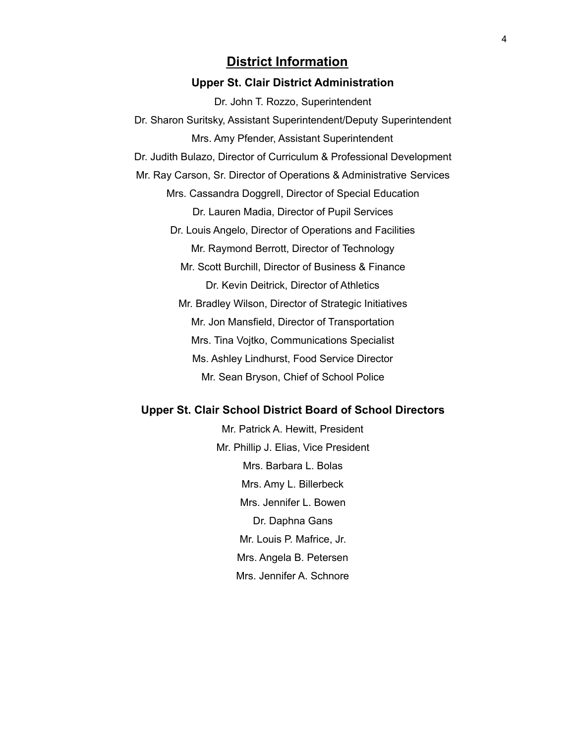# District Information

## Upper St. Clair District Administration

Dr. John T. Rozzo, Superintendent

Dr. Sharon Suritsky, Assistant Superintendent/Deputy Superintendent

Mrs. Amy Pfender, Assistant Superintendent

Dr. Judith Bulazo, Director of Curriculum & Professional Development

Mr. Ray Carson, Sr. Director of Operations & Administrative Services

Mrs. Cassandra Doggrell, Director of Special Education

Dr. Lauren Madia, Director of Pupil Services

Dr. Louis Angelo, Director of Operations and Facilities

Mr. Raymond Berrott, Director of Technology

Mr. Scott Burchill, Director of Business & Finance

Dr. Kevin Deitrick, Director of Athletics

Mr. Bradley Wilson, Director of Strategic Initiatives

Mr. Jon Mansfield, Director of Transportation

Mrs. Tina Vojtko, Communications Specialist

Ms. Ashley Lindhurst, Food Service Director

Mr. Sean Bryson, Chief of School Police

## Upper St. Clair School District Board of School Directors

Mr. Patrick A. Hewitt, President

Mr. Phillip J. Elias, Vice President

Mrs. Barbara L. Bolas

Mrs. Amy L. Billerbeck

Mrs. Jennifer L. Bowen

Dr. Daphna Gans

Mr. Louis P. Mafrice, Jr.

Mrs. Angela B. Petersen

Mrs. Jennifer A. Schnore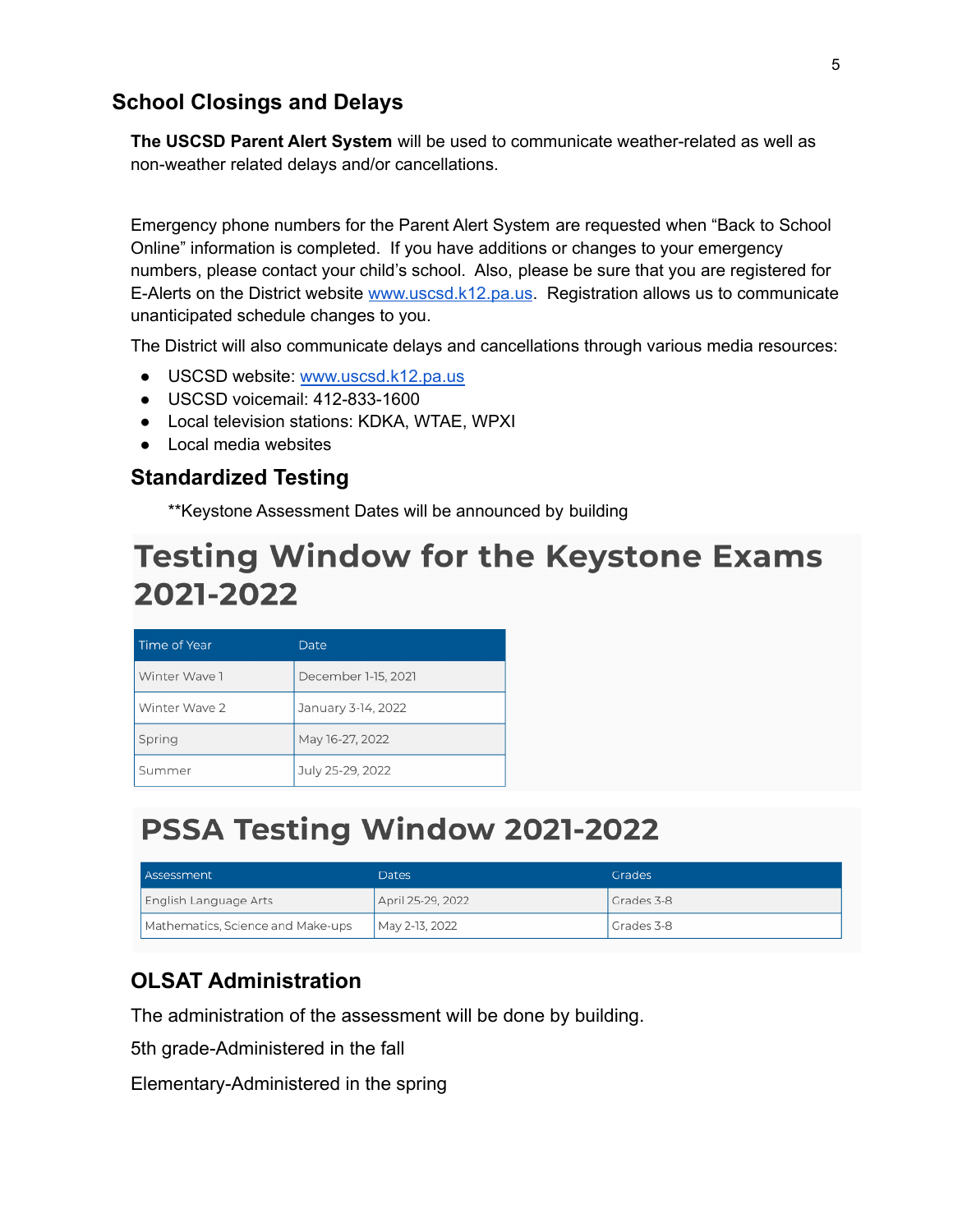## School Closings and Delays

**The USCSD Parent Alert System** will be used to communicate weather-related as well as non-weather related delays and/or cancellations.

Emergency phone numbers for the Parent Alert System are requested when "Back to School Online" information is completed. If you have additions or changes to your emergency numbers, please contact your child's school. Also, please be sure that you are registered for E-Alerts on the District website www.uscsd.k12.pa.us. Registration allows us to communicate unanticipated schedule changes to you.

The District will also communicate delays and cancellations through various media resources:

- USCSD website: www.uscsd.k12.pa.us
- USCSD voicemail: 412-833-1600
- Local television stations: KDKA, WTAE, WPXI
- Local media websites

## Standardized Testing

**Keystone Assessment Dates will be announced by building

# Testing Window for the Keystone Exams 2021-2022

| Time of Year | Date |
|---|---|
| Winter Wave 1 | December 1-15, 2021 |
| Winter Wave 2 | January 3-14, 2022 |
| Spring | May 16-27, 2022 |
| Summer | July 25-29, 2022 |

# PSSA Testing Window 2021-2022

| Assessment | Dates | Grades |
|---|---|---|
| English Language Arts | April 25-29, 2022 | Grades 3-8 |
| Mathematics, Science and Make-ups | May 2-13, 2022 | Grades 3-8 |

## OLSAT Administration

The administration of the assessment will be done by building.

5th grade-Administered in the fall

Elementary-Administered in the spring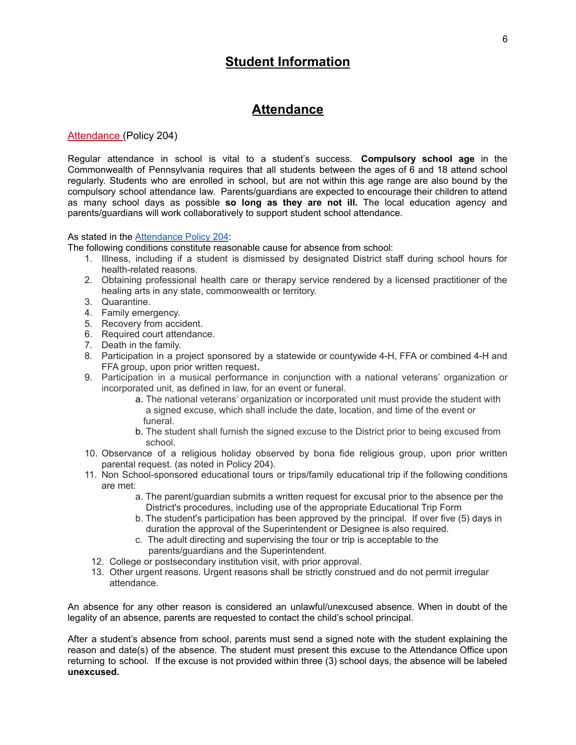# Student Information

## Attendance

Attendance (Policy 204)

Regular attendance in school is vital to a student's success. **Compulsory school age** in the Commonwealth of Pennsylvania requires that all students between the ages of 6 and 18 attend school regularly. Students who are enrolled in school, but are not within this age range are also bound by the compulsory school attendance law. Parents/guardians are expected to encourage their children to attend as many school days as possible **so long as they are not ill.** The local education agency and parents/guardians will work collaboratively to support student school attendance.

As stated in the Attendance Policy 204:
The following conditions constitute reasonable cause for absence from school:

1. Illness, including if a student is dismissed by designated District staff during school hours for health-related reasons.
2. Obtaining professional health care or therapy service rendered by a licensed practitioner of the healing arts in any state, commonwealth or territory.
3. Quarantine.
4. Family emergency.
5. Recovery from accident.
6. Required court attendance.
7. Death in the family.
8. Participation in a project sponsored by a statewide or countywide 4-H, FFA or combined 4-H and FFA group, upon prior written request**.**
9. Participation in a musical performance in conjunction with a national veterans' organization or incorporated unit, as defined in law, for an event or funeral.
   a. The national veterans' organization or incorporated unit must provide the student with a signed excuse, which shall include the date, location, and time of the event or funeral.
   b. The student shall furnish the signed excuse to the District prior to being excused from school.
10. Observance of a religious holiday observed by bona fide religious group, upon prior written parental request. (as noted in Policy 204).
11. Non School-sponsored educational tours or trips/family educational trip if the following conditions are met:
    a. The parent/guardian submits a written request for excusal prior to the absence per the District's procedures, including use of the appropriate Educational Trip Form
    b. The student's participation has been approved by the principal. If over five (5) days in duration the approval of the Superintendent or Designee is also required.
    c. The adult directing and supervising the tour or trip is acceptable to the parents/guardians and the Superintendent.
12. College or postsecondary institution visit, with prior approval.
13. Other urgent reasons. Urgent reasons shall be strictly construed and do not permit irregular attendance.

An absence for any other reason is considered an unlawful/unexcused absence. When in doubt of the legality of an absence, parents are requested to contact the child's school principal.

After a student's absence from school, parents must send a signed note with the student explaining the reason and date(s) of the absence. The student must present this excuse to the Attendance Office upon returning to school. If the excuse is not provided within three (3) school days, the absence will be labeled **unexcused.**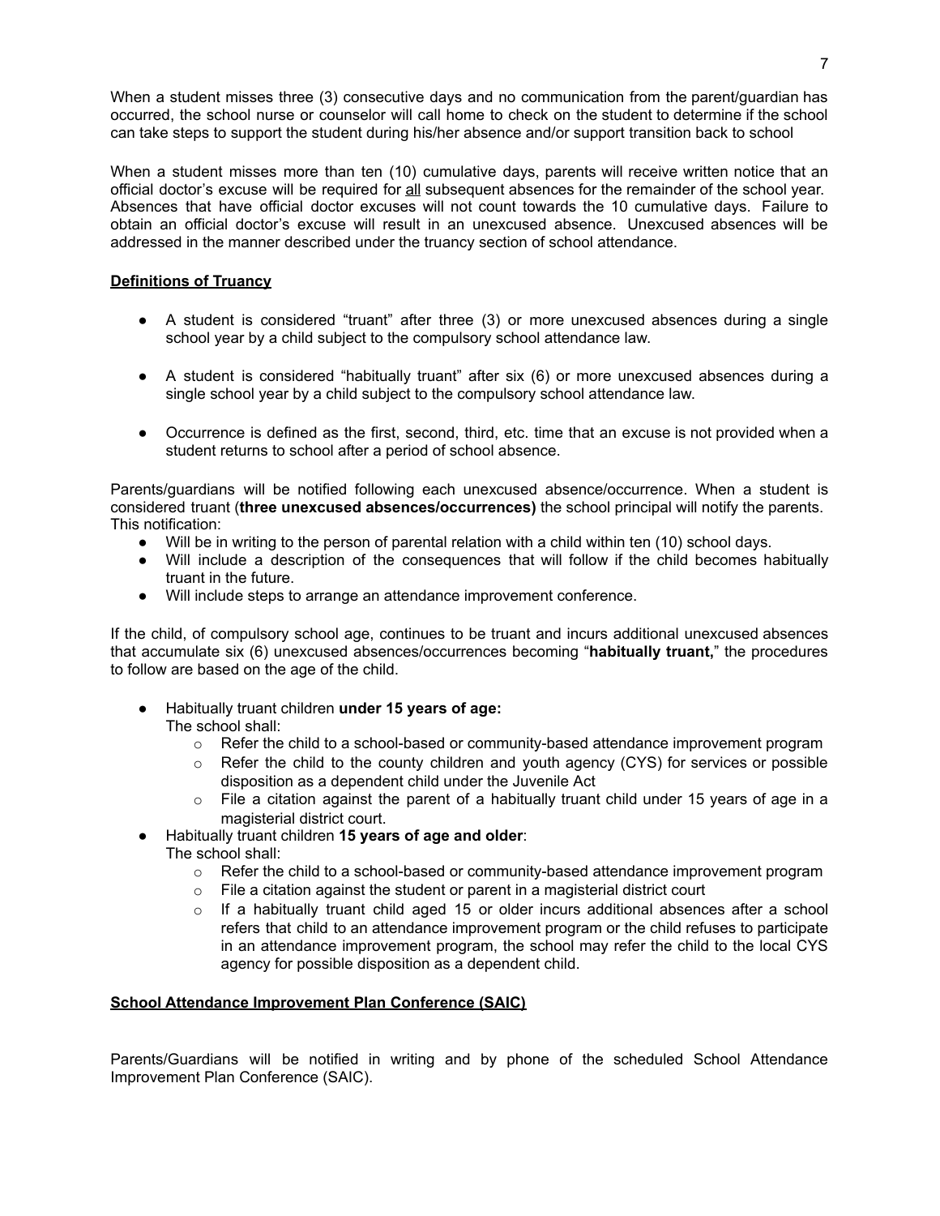When a student misses three (3) consecutive days and no communication from the parent/guardian has occurred, the school nurse or counselor will call home to check on the student to determine if the school can take steps to support the student during his/her absence and/or support transition back to school

When a student misses more than ten (10) cumulative days, parents will receive written notice that an official doctor's excuse will be required for <u>all</u> subsequent absences for the remainder of the school year. Absences that have official doctor excuses will not count towards the 10 cumulative days. Failure to obtain an official doctor's excuse will result in an unexcused absence. Unexcused absences will be addressed in the manner described under the truancy section of school attendance.

**<u>Definitions of Truancy</u>**

- A student is considered "truant" after three (3) or more unexcused absences during a single school year by a child subject to the compulsory school attendance law.
- A student is considered "habitually truant" after six (6) or more unexcused absences during a single school year by a child subject to the compulsory school attendance law.
- Occurrence is defined as the first, second, third, etc. time that an excuse is not provided when a student returns to school after a period of school absence.

Parents/guardians will be notified following each unexcused absence/occurrence. When a student is considered truant (**three unexcused absences/occurrences)** the school principal will notify the parents. This notification:

- Will be in writing to the person of parental relation with a child within ten (10) school days.
- Will include a description of the consequences that will follow if the child becomes habitually truant in the future.
- Will include steps to arrange an attendance improvement conference.

If the child, of compulsory school age, continues to be truant and incurs additional unexcused absences that accumulate six (6) unexcused absences/occurrences becoming "**habitually truant,**" the procedures to follow are based on the age of the child.

- Habitually truant children **under 15 years of age:**
  The school shall:
  - Refer the child to a school-based or community-based attendance improvement program
  - Refer the child to the county children and youth agency (CYS) for services or possible disposition as a dependent child under the Juvenile Act
  - File a citation against the parent of a habitually truant child under 15 years of age in a magisterial district court.
- Habitually truant children **15 years of age and older**:
  The school shall:
  - Refer the child to a school-based or community-based attendance improvement program
  - File a citation against the student or parent in a magisterial district court
  - If a habitually truant child aged 15 or older incurs additional absences after a school refers that child to an attendance improvement program or the child refuses to participate in an attendance improvement program, the school may refer the child to the local CYS agency for possible disposition as a dependent child.

**<u>School Attendance Improvement Plan Conference (SAIC)</u>**

Parents/Guardians will be notified in writing and by phone of the scheduled School Attendance Improvement Plan Conference (SAIC).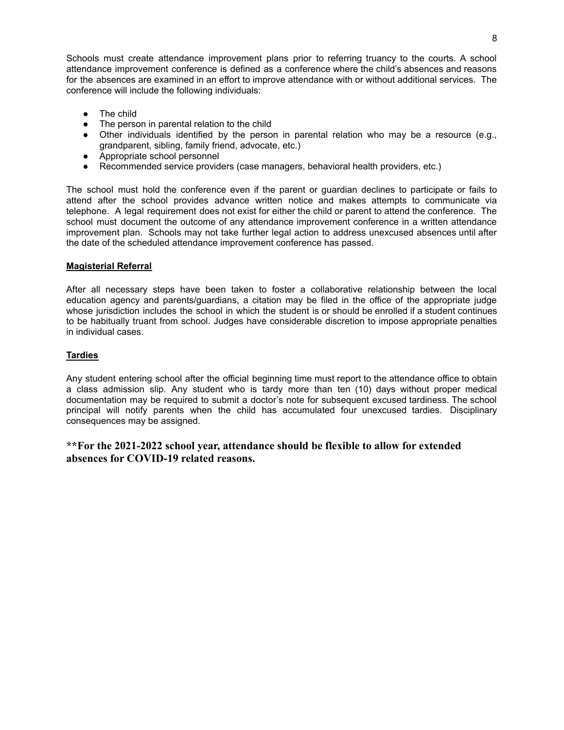Schools must create attendance improvement plans prior to referring truancy to the courts. A school attendance improvement conference is defined as a conference where the child's absences and reasons for the absences are examined in an effort to improve attendance with or without additional services. The conference will include the following individuals:

- The child
- The person in parental relation to the child
- Other individuals identified by the person in parental relation who may be a resource (e.g., grandparent, sibling, family friend, advocate, etc.)
- Appropriate school personnel
- Recommended service providers (case managers, behavioral health providers, etc.)

The school must hold the conference even if the parent or guardian declines to participate or fails to attend after the school provides advance written notice and makes attempts to communicate via telephone. A legal requirement does not exist for either the child or parent to attend the conference. The school must document the outcome of any attendance improvement conference in a written attendance improvement plan. Schools may not take further legal action to address unexcused absences until after the date of the scheduled attendance improvement conference has passed.

**Magisterial Referral**

After all necessary steps have been taken to foster a collaborative relationship between the local education agency and parents/guardians, a citation may be filed in the office of the appropriate judge whose jurisdiction includes the school in which the student is or should be enrolled if a student continues to be habitually truant from school. Judges have considerable discretion to impose appropriate penalties in individual cases.

**Tardies**

Any student entering school after the official beginning time must report to the attendance office to obtain a class admission slip. Any student who is tardy more than ten (10) days without proper medical documentation may be required to submit a doctor's note for subsequent excused tardiness. The school principal will notify parents when the child has accumulated four unexcused tardies. Disciplinary consequences may be assigned.

**\*\*For the 2021-2022 school year, attendance should be flexible to allow for extended absences for COVID-19 related reasons.**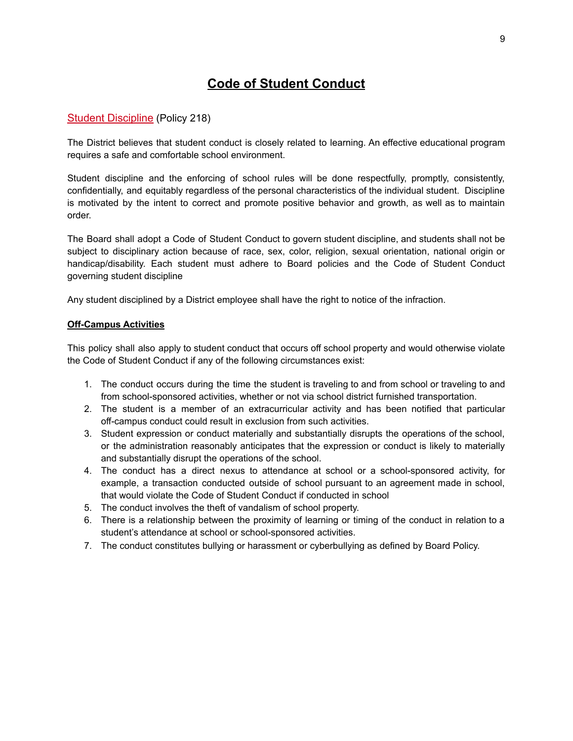# Code of Student Conduct

Student Discipline (Policy 218)

The District believes that student conduct is closely related to learning. An effective educational program requires a safe and comfortable school environment.

Student discipline and the enforcing of school rules will be done respectfully, promptly, consistently, confidentially, and equitably regardless of the personal characteristics of the individual student. Discipline is motivated by the intent to correct and promote positive behavior and growth, as well as to maintain order.

The Board shall adopt a Code of Student Conduct to govern student discipline, and students shall not be subject to disciplinary action because of race, sex, color, religion, sexual orientation, national origin or handicap/disability. Each student must adhere to Board policies and the Code of Student Conduct governing student discipline

Any student disciplined by a District employee shall have the right to notice of the infraction.

**Off-Campus Activities**

This policy shall also apply to student conduct that occurs off school property and would otherwise violate the Code of Student Conduct if any of the following circumstances exist:

1. The conduct occurs during the time the student is traveling to and from school or traveling to and from school-sponsored activities, whether or not via school district furnished transportation.
2. The student is a member of an extracurricular activity and has been notified that particular off-campus conduct could result in exclusion from such activities.
3. Student expression or conduct materially and substantially disrupts the operations of the school, or the administration reasonably anticipates that the expression or conduct is likely to materially and substantially disrupt the operations of the school.
4. The conduct has a direct nexus to attendance at school or a school-sponsored activity, for example, a transaction conducted outside of school pursuant to an agreement made in school, that would violate the Code of Student Conduct if conducted in school
5. The conduct involves the theft of vandalism of school property.
6. There is a relationship between the proximity of learning or timing of the conduct in relation to a student's attendance at school or school-sponsored activities.
7. The conduct constitutes bullying or harassment or cyberbullying as defined by Board Policy.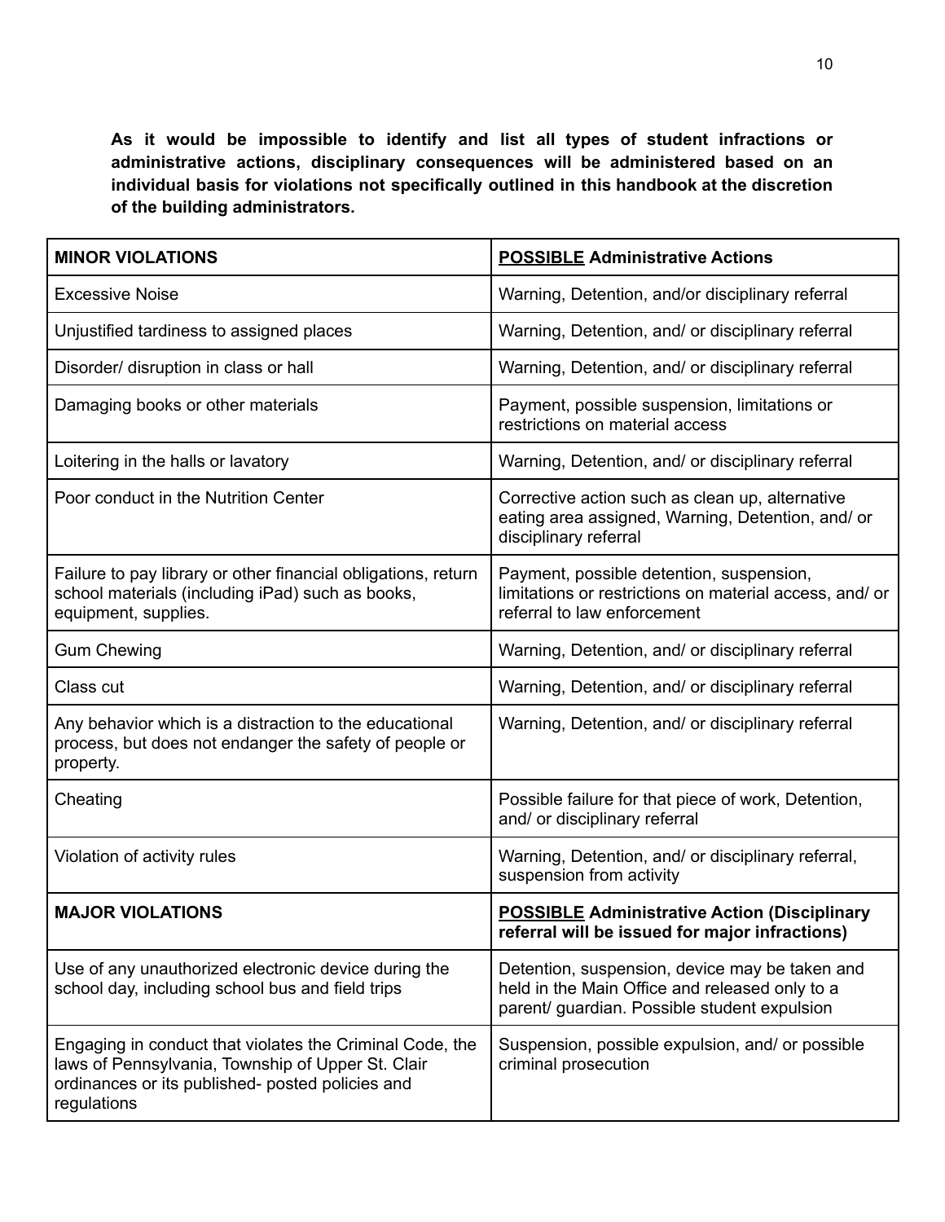**As it would be impossible to identify and list all types of student infractions or administrative actions, disciplinary consequences will be administered based on an individual basis for violations not specifically outlined in this handbook at the discretion of the building administrators.**

| **MINOR VIOLATIONS** | **POSSIBLE Administrative Actions** |
|---|---|
| Excessive Noise | Warning, Detention, and/or disciplinary referral |
| Unjustified tardiness to assigned places | Warning, Detention, and/ or disciplinary referral |
| Disorder/ disruption in class or hall | Warning, Detention, and/ or disciplinary referral |
| Damaging books or other materials | Payment, possible suspension, limitations or restrictions on material access |
| Loitering in the halls or lavatory | Warning, Detention, and/ or disciplinary referral |
| Poor conduct in the Nutrition Center | Corrective action such as clean up, alternative eating area assigned, Warning, Detention, and/ or disciplinary referral |
| Failure to pay library or other financial obligations, return school materials (including iPad) such as books, equipment, supplies. | Payment, possible detention, suspension, limitations or restrictions on material access, and/ or referral to law enforcement |
| Gum Chewing | Warning, Detention, and/ or disciplinary referral |
| Class cut | Warning, Detention, and/ or disciplinary referral |
| Any behavior which is a distraction to the educational process, but does not endanger the safety of people or property. | Warning, Detention, and/ or disciplinary referral |
| Cheating | Possible failure for that piece of work, Detention, and/ or disciplinary referral |
| Violation of activity rules | Warning, Detention, and/ or disciplinary referral, suspension from activity |
| **MAJOR VIOLATIONS** | **POSSIBLE Administrative Action (Disciplinary referral will be issued for major infractions)** |
| Use of any unauthorized electronic device during the school day, including school bus and field trips | Detention, suspension, device may be taken and held in the Main Office and released only to a parent/ guardian. Possible student expulsion |
| Engaging in conduct that violates the Criminal Code, the laws of Pennsylvania, Township of Upper St. Clair ordinances or its published- posted policies and regulations | Suspension, possible expulsion, and/ or possible criminal prosecution |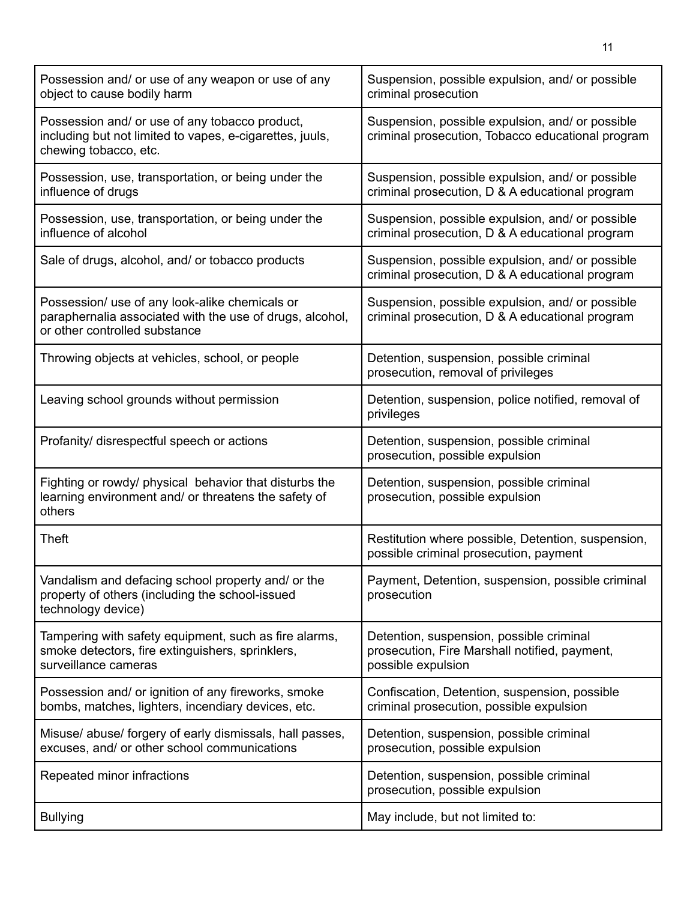| Possession and/ or use of any weapon or use of any object to cause bodily harm | Suspension, possible expulsion, and/ or possible criminal prosecution |
|---|---|
| Possession and/ or use of any tobacco product, including but not limited to vapes, e-cigarettes, juuls, chewing tobacco, etc. | Suspension, possible expulsion, and/ or possible criminal prosecution, Tobacco educational program |
| Possession, use, transportation, or being under the influence of drugs | Suspension, possible expulsion, and/ or possible criminal prosecution, D & A educational program |
| Possession, use, transportation, or being under the influence of alcohol | Suspension, possible expulsion, and/ or possible criminal prosecution, D & A educational program |
| Sale of drugs, alcohol, and/ or tobacco products | Suspension, possible expulsion, and/ or possible criminal prosecution, D & A educational program |
| Possession/ use of any look-alike chemicals or paraphernalia associated with the use of drugs, alcohol, or other controlled substance | Suspension, possible expulsion, and/ or possible criminal prosecution, D & A educational program |
| Throwing objects at vehicles, school, or people | Detention, suspension, possible criminal prosecution, removal of privileges |
| Leaving school grounds without permission | Detention, suspension, police notified, removal of privileges |
| Profanity/ disrespectful speech or actions | Detention, suspension, possible criminal prosecution, possible expulsion |
| Fighting or rowdy/ physical behavior that disturbs the learning environment and/ or threatens the safety of others | Detention, suspension, possible criminal prosecution, possible expulsion |
| Theft | Restitution where possible, Detention, suspension, possible criminal prosecution, payment |
| Vandalism and defacing school property and/ or the property of others (including the school-issued technology device) | Payment, Detention, suspension, possible criminal prosecution |
| Tampering with safety equipment, such as fire alarms, smoke detectors, fire extinguishers, sprinklers, surveillance cameras | Detention, suspension, possible criminal prosecution, Fire Marshall notified, payment, possible expulsion |
| Possession and/ or ignition of any fireworks, smoke bombs, matches, lighters, incendiary devices, etc. | Confiscation, Detention, suspension, possible criminal prosecution, possible expulsion |
| Misuse/ abuse/ forgery of early dismissals, hall passes, excuses, and/ or other school communications | Detention, suspension, possible criminal prosecution, possible expulsion |
| Repeated minor infractions | Detention, suspension, possible criminal prosecution, possible expulsion |
| Bullying | May include, but not limited to: |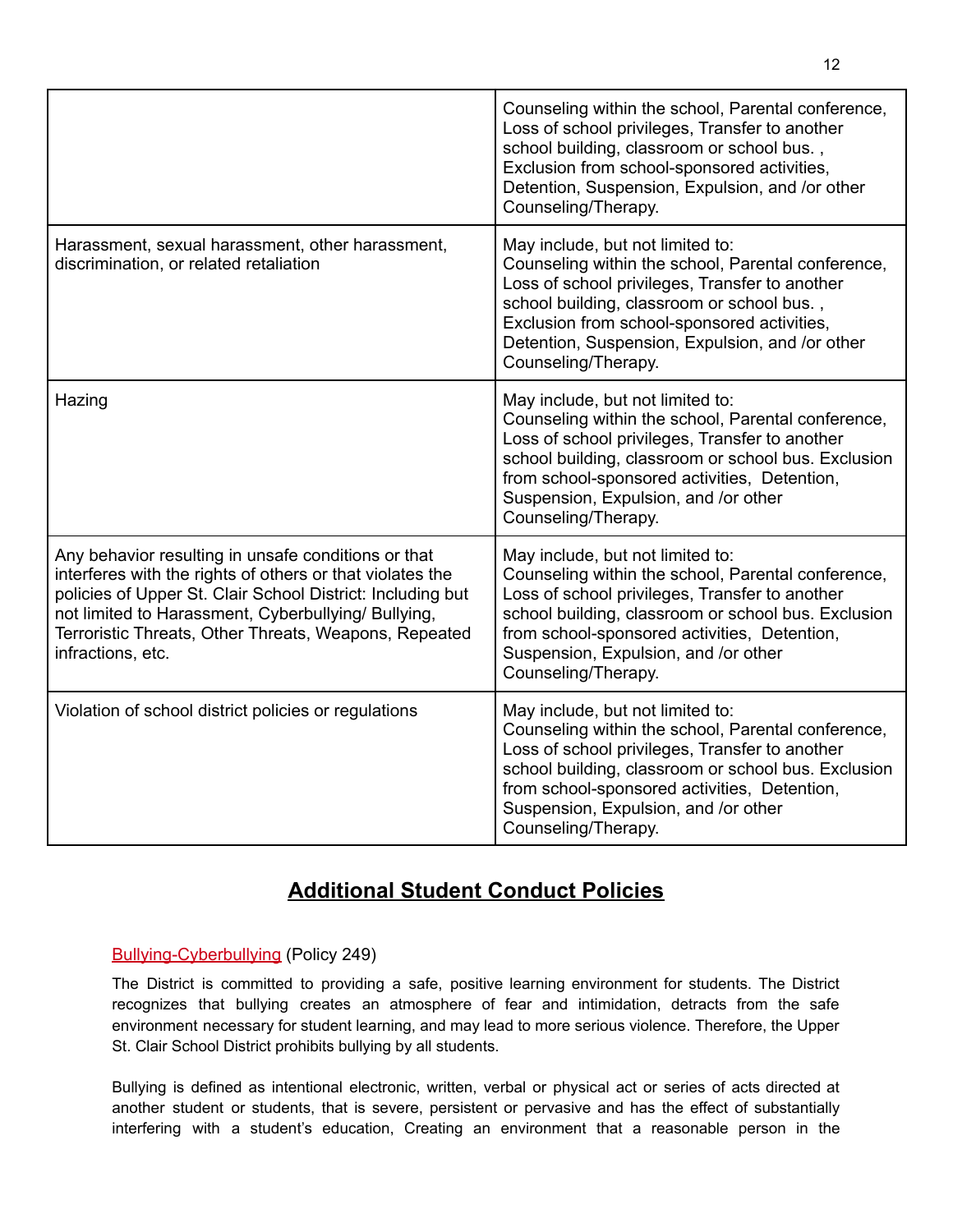| | |
|---|---|
| | Counseling within the school, Parental conference, Loss of school privileges, Transfer to another school building, classroom or school bus. , Exclusion from school-sponsored activities, Detention, Suspension, Expulsion, and /or other Counseling/Therapy. |
| Harassment, sexual harassment, other harassment, discrimination, or related retaliation | May include, but not limited to: Counseling within the school, Parental conference, Loss of school privileges, Transfer to another school building, classroom or school bus. , Exclusion from school-sponsored activities, Detention, Suspension, Expulsion, and /or other Counseling/Therapy. |
| Hazing | May include, but not limited to: Counseling within the school, Parental conference, Loss of school privileges, Transfer to another school building, classroom or school bus. Exclusion from school-sponsored activities, Detention, Suspension, Expulsion, and /or other Counseling/Therapy. |
| Any behavior resulting in unsafe conditions or that interferes with the rights of others or that violates the policies of Upper St. Clair School District: Including but not limited to Harassment, Cyberbullying/ Bullying, Terroristic Threats, Other Threats, Weapons, Repeated infractions, etc. | May include, but not limited to: Counseling within the school, Parental conference, Loss of school privileges, Transfer to another school building, classroom or school bus. Exclusion from school-sponsored activities, Detention, Suspension, Expulsion, and /or other Counseling/Therapy. |
| Violation of school district policies or regulations | May include, but not limited to: Counseling within the school, Parental conference, Loss of school privileges, Transfer to another school building, classroom or school bus. Exclusion from school-sponsored activities, Detention, Suspension, Expulsion, and /or other Counseling/Therapy. |

## Additional Student Conduct Policies

Bullying-Cyberbullying (Policy 249)

The District is committed to providing a safe, positive learning environment for students. The District recognizes that bullying creates an atmosphere of fear and intimidation, detracts from the safe environment necessary for student learning, and may lead to more serious violence. Therefore, the Upper St. Clair School District prohibits bullying by all students.

Bullying is defined as intentional electronic, written, verbal or physical act or series of acts directed at another student or students, that is severe, persistent or pervasive and has the effect of substantially interfering with a student's education, Creating an environment that a reasonable person in the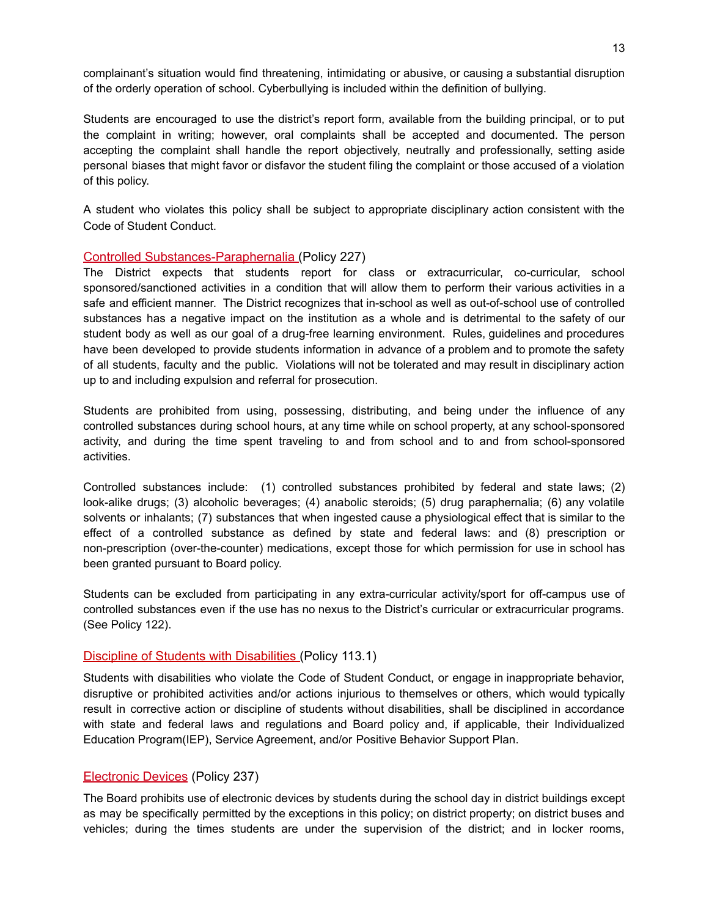complainant's situation would find threatening, intimidating or abusive, or causing a substantial disruption of the orderly operation of school. Cyberbullying is included within the definition of bullying.

Students are encouraged to use the district's report form, available from the building principal, or to put the complaint in writing; however, oral complaints shall be accepted and documented. The person accepting the complaint shall handle the report objectively, neutrally and professionally, setting aside personal biases that might favor or disfavor the student filing the complaint or those accused of a violation of this policy.

A student who violates this policy shall be subject to appropriate disciplinary action consistent with the Code of Student Conduct.

### Controlled Substances-Paraphernalia (Policy 227)

The District expects that students report for class or extracurricular, co-curricular, school sponsored/sanctioned activities in a condition that will allow them to perform their various activities in a safe and efficient manner. The District recognizes that in-school as well as out-of-school use of controlled substances has a negative impact on the institution as a whole and is detrimental to the safety of our student body as well as our goal of a drug-free learning environment. Rules, guidelines and procedures have been developed to provide students information in advance of a problem and to promote the safety of all students, faculty and the public. Violations will not be tolerated and may result in disciplinary action up to and including expulsion and referral for prosecution.

Students are prohibited from using, possessing, distributing, and being under the influence of any controlled substances during school hours, at any time while on school property, at any school-sponsored activity, and during the time spent traveling to and from school and to and from school-sponsored activities.

Controlled substances include: (1) controlled substances prohibited by federal and state laws; (2) look-alike drugs; (3) alcoholic beverages; (4) anabolic steroids; (5) drug paraphernalia; (6) any volatile solvents or inhalants; (7) substances that when ingested cause a physiological effect that is similar to the effect of a controlled substance as defined by state and federal laws: and (8) prescription or non-prescription (over-the-counter) medications, except those for which permission for use in school has been granted pursuant to Board policy.

Students can be excluded from participating in any extra-curricular activity/sport for off-campus use of controlled substances even if the use has no nexus to the District's curricular or extracurricular programs. (See Policy 122).

### Discipline of Students with Disabilities (Policy 113.1)

Students with disabilities who violate the Code of Student Conduct, or engage in inappropriate behavior, disruptive or prohibited activities and/or actions injurious to themselves or others, which would typically result in corrective action or discipline of students without disabilities, shall be disciplined in accordance with state and federal laws and regulations and Board policy and, if applicable, their Individualized Education Program(IEP), Service Agreement, and/or Positive Behavior Support Plan.

### Electronic Devices (Policy 237)

The Board prohibits use of electronic devices by students during the school day in district buildings except as may be specifically permitted by the exceptions in this policy; on district property; on district buses and vehicles; during the times students are under the supervision of the district; and in locker rooms,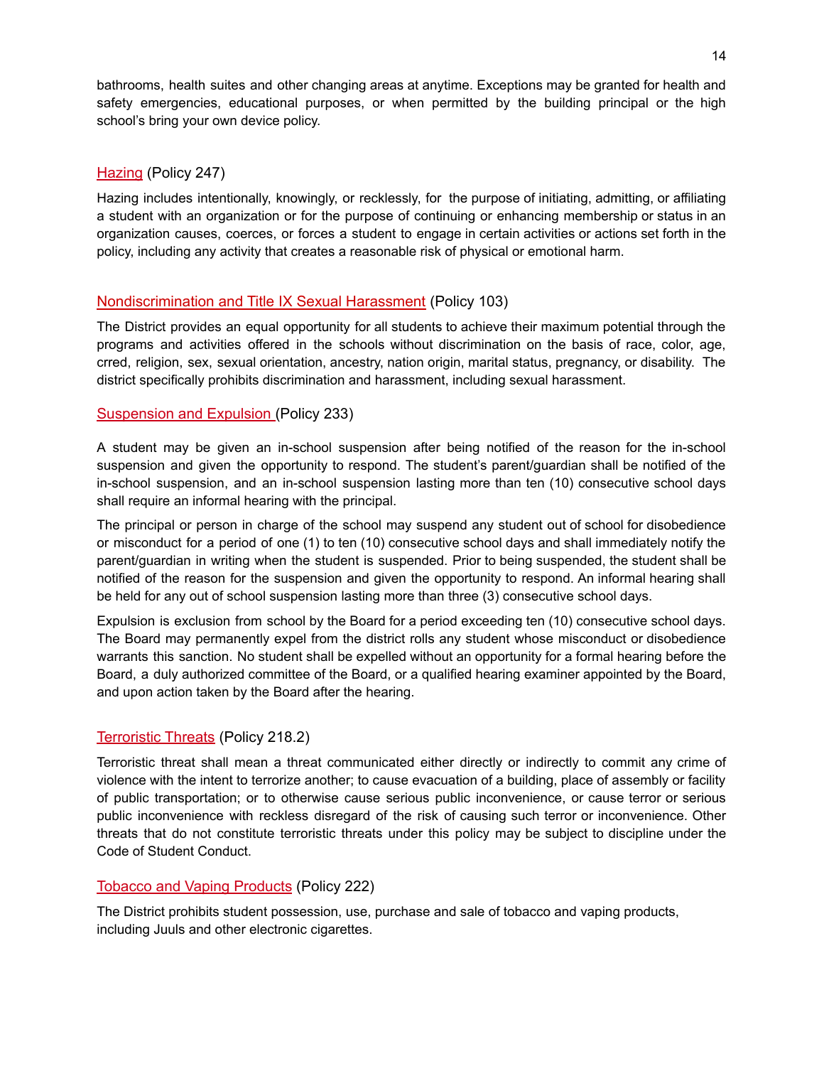bathrooms, health suites and other changing areas at anytime. Exceptions may be granted for health and safety emergencies, educational purposes, or when permitted by the building principal or the high school's bring your own device policy.

## Hazing (Policy 247)

Hazing includes intentionally, knowingly, or recklessly, for the purpose of initiating, admitting, or affiliating a student with an organization or for the purpose of continuing or enhancing membership or status in an organization causes, coerces, or forces a student to engage in certain activities or actions set forth in the policy, including any activity that creates a reasonable risk of physical or emotional harm.

## Nondiscrimination and Title IX Sexual Harassment (Policy 103)

The District provides an equal opportunity for all students to achieve their maximum potential through the programs and activities offered in the schools without discrimination on the basis of race, color, age, crred, religion, sex, sexual orientation, ancestry, nation origin, marital status, pregnancy, or disability. The district specifically prohibits discrimination and harassment, including sexual harassment.

## Suspension and Expulsion (Policy 233)

A student may be given an in-school suspension after being notified of the reason for the in-school suspension and given the opportunity to respond. The student's parent/guardian shall be notified of the in-school suspension, and an in-school suspension lasting more than ten (10) consecutive school days shall require an informal hearing with the principal.

The principal or person in charge of the school may suspend any student out of school for disobedience or misconduct for a period of one (1) to ten (10) consecutive school days and shall immediately notify the parent/guardian in writing when the student is suspended. Prior to being suspended, the student shall be notified of the reason for the suspension and given the opportunity to respond. An informal hearing shall be held for any out of school suspension lasting more than three (3) consecutive school days.

Expulsion is exclusion from school by the Board for a period exceeding ten (10) consecutive school days. The Board may permanently expel from the district rolls any student whose misconduct or disobedience warrants this sanction. No student shall be expelled without an opportunity for a formal hearing before the Board, a duly authorized committee of the Board, or a qualified hearing examiner appointed by the Board, and upon action taken by the Board after the hearing.

## Terroristic Threats (Policy 218.2)

Terroristic threat shall mean a threat communicated either directly or indirectly to commit any crime of violence with the intent to terrorize another; to cause evacuation of a building, place of assembly or facility of public transportation; or to otherwise cause serious public inconvenience, or cause terror or serious public inconvenience with reckless disregard of the risk of causing such terror or inconvenience. Other threats that do not constitute terroristic threats under this policy may be subject to discipline under the Code of Student Conduct.

## Tobacco and Vaping Products (Policy 222)

The District prohibits student possession, use, purchase and sale of tobacco and vaping products, including Juuls and other electronic cigarettes.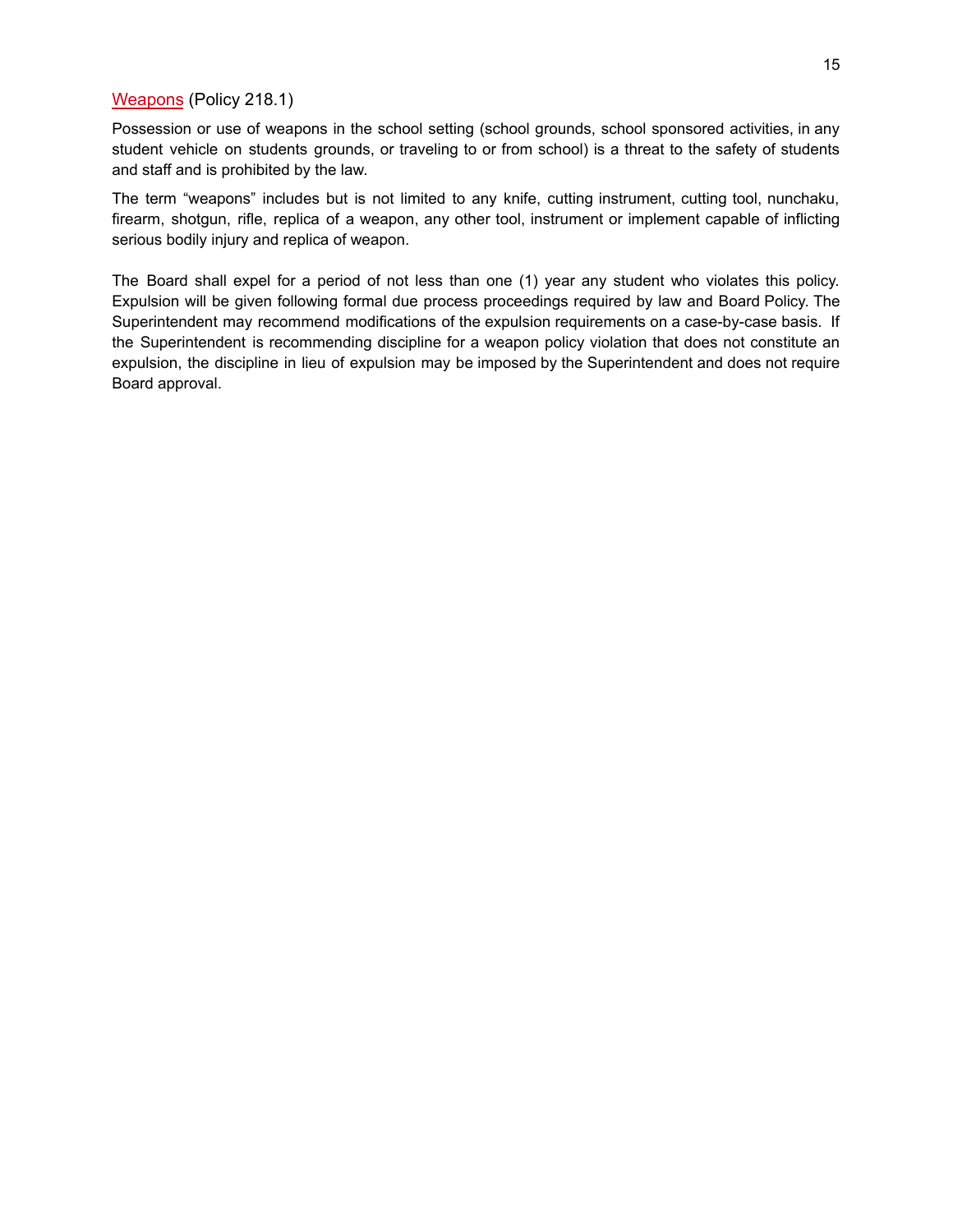## Weapons (Policy 218.1)

Possession or use of weapons in the school setting (school grounds, school sponsored activities, in any student vehicle on students grounds, or traveling to or from school) is a threat to the safety of students and staff and is prohibited by the law.

The term "weapons" includes but is not limited to any knife, cutting instrument, cutting tool, nunchaku, firearm, shotgun, rifle, replica of a weapon, any other tool, instrument or implement capable of inflicting serious bodily injury and replica of weapon.

The Board shall expel for a period of not less than one (1) year any student who violates this policy. Expulsion will be given following formal due process proceedings required by law and Board Policy. The Superintendent may recommend modifications of the expulsion requirements on a case-by-case basis. If the Superintendent is recommending discipline for a weapon policy violation that does not constitute an expulsion, the discipline in lieu of expulsion may be imposed by the Superintendent and does not require Board approval.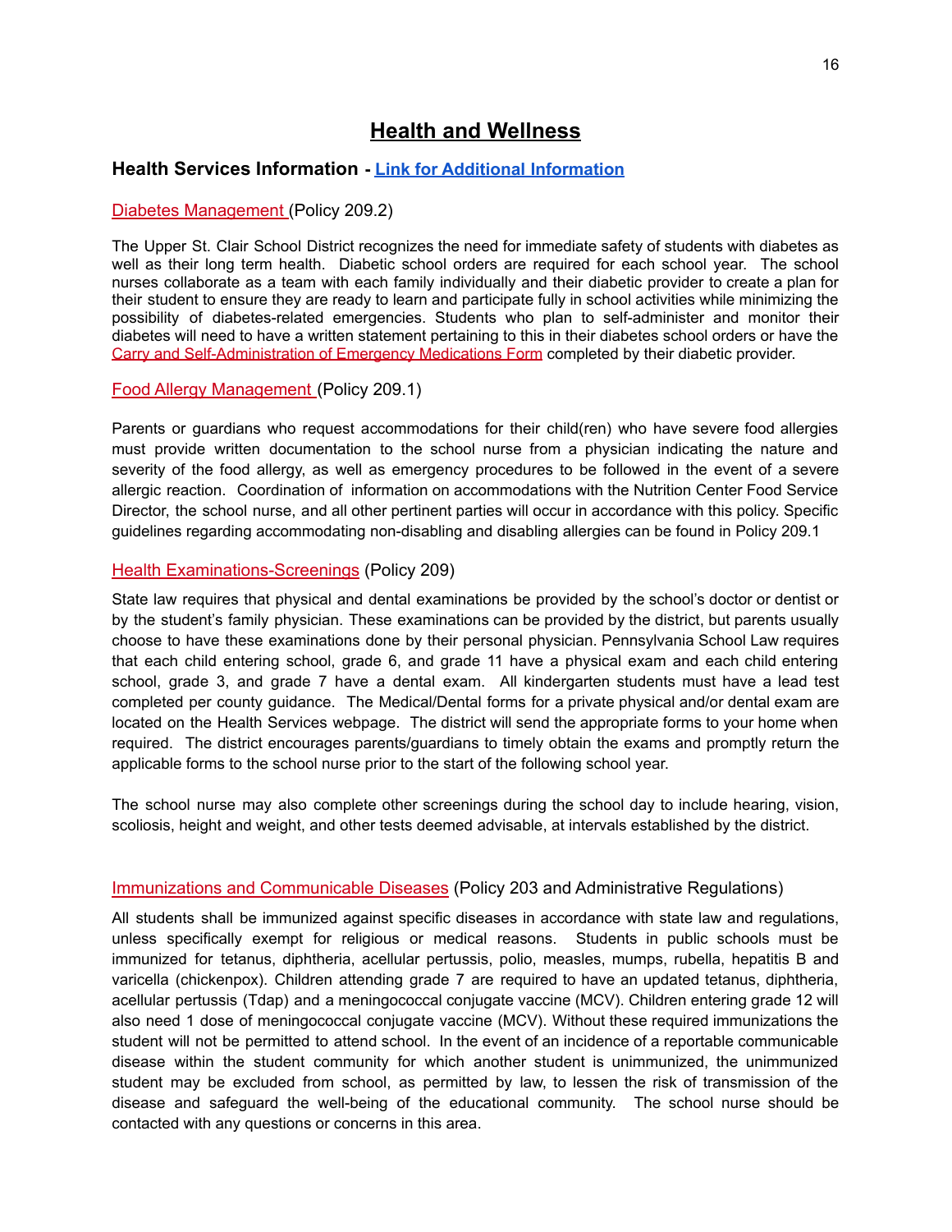# Health and Wellness

### Health Services Information - Link for Additional Information

Diabetes Management (Policy 209.2)

The Upper St. Clair School District recognizes the need for immediate safety of students with diabetes as well as their long term health. Diabetic school orders are required for each school year. The school nurses collaborate as a team with each family individually and their diabetic provider to create a plan for their student to ensure they are ready to learn and participate fully in school activities while minimizing the possibility of diabetes-related emergencies. Students who plan to self-administer and monitor their diabetes will need to have a written statement pertaining to this in their diabetes school orders or have the Carry and Self-Administration of Emergency Medications Form completed by their diabetic provider.

Food Allergy Management (Policy 209.1)

Parents or guardians who request accommodations for their child(ren) who have severe food allergies must provide written documentation to the school nurse from a physician indicating the nature and severity of the food allergy, as well as emergency procedures to be followed in the event of a severe allergic reaction. Coordination of information on accommodations with the Nutrition Center Food Service Director, the school nurse, and all other pertinent parties will occur in accordance with this policy. Specific guidelines regarding accommodating non-disabling and disabling allergies can be found in Policy 209.1

Health Examinations-Screenings (Policy 209)

State law requires that physical and dental examinations be provided by the school's doctor or dentist or by the student's family physician. These examinations can be provided by the district, but parents usually choose to have these examinations done by their personal physician. Pennsylvania School Law requires that each child entering school, grade 6, and grade 11 have a physical exam and each child entering school, grade 3, and grade 7 have a dental exam. All kindergarten students must have a lead test completed per county guidance. The Medical/Dental forms for a private physical and/or dental exam are located on the Health Services webpage. The district will send the appropriate forms to your home when required. The district encourages parents/guardians to timely obtain the exams and promptly return the applicable forms to the school nurse prior to the start of the following school year.

The school nurse may also complete other screenings during the school day to include hearing, vision, scoliosis, height and weight, and other tests deemed advisable, at intervals established by the district.

Immunizations and Communicable Diseases (Policy 203 and Administrative Regulations)

All students shall be immunized against specific diseases in accordance with state law and regulations, unless specifically exempt for religious or medical reasons. Students in public schools must be immunized for tetanus, diphtheria, acellular pertussis, polio, measles, mumps, rubella, hepatitis B and varicella (chickenpox). Children attending grade 7 are required to have an updated tetanus, diphtheria, acellular pertussis (Tdap) and a meningococcal conjugate vaccine (MCV). Children entering grade 12 will also need 1 dose of meningococcal conjugate vaccine (MCV). Without these required immunizations the student will not be permitted to attend school. In the event of an incidence of a reportable communicable disease within the student community for which another student is unimmunized, the unimmunized student may be excluded from school, as permitted by law, to lessen the risk of transmission of the disease and safeguard the well-being of the educational community. The school nurse should be contacted with any questions or concerns in this area.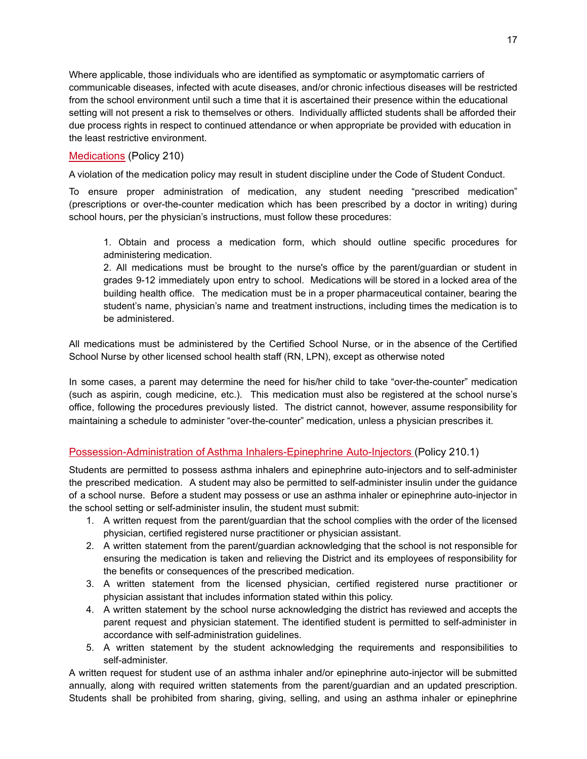Where applicable, those individuals who are identified as symptomatic or asymptomatic carriers of communicable diseases, infected with acute diseases, and/or chronic infectious diseases will be restricted from the school environment until such a time that it is ascertained their presence within the educational setting will not present a risk to themselves or others. Individually afflicted students shall be afforded their due process rights in respect to continued attendance or when appropriate be provided with education in the least restrictive environment.

### Medications (Policy 210)

A violation of the medication policy may result in student discipline under the Code of Student Conduct.

To ensure proper administration of medication, any student needing "prescribed medication" (prescriptions or over-the-counter medication which has been prescribed by a doctor in writing) during school hours, per the physician's instructions, must follow these procedures:

> 1. Obtain and process a medication form, which should outline specific procedures for administering medication.
> 2. All medications must be brought to the nurse's office by the parent/guardian or student in grades 9-12 immediately upon entry to school. Medications will be stored in a locked area of the building health office. The medication must be in a proper pharmaceutical container, bearing the student's name, physician's name and treatment instructions, including times the medication is to be administered.

All medications must be administered by the Certified School Nurse, or in the absence of the Certified School Nurse by other licensed school health staff (RN, LPN), except as otherwise noted

In some cases, a parent may determine the need for his/her child to take "over-the-counter" medication (such as aspirin, cough medicine, etc.). This medication must also be registered at the school nurse's office, following the procedures previously listed. The district cannot, however, assume responsibility for maintaining a schedule to administer "over-the-counter" medication, unless a physician prescribes it.

### Possession-Administration of Asthma Inhalers-Epinephrine Auto-Injectors (Policy 210.1)

Students are permitted to possess asthma inhalers and epinephrine auto-injectors and to self-administer the prescribed medication. A student may also be permitted to self-administer insulin under the guidance of a school nurse. Before a student may possess or use an asthma inhaler or epinephrine auto-injector in the school setting or self-administer insulin, the student must submit:

1. A written request from the parent/guardian that the school complies with the order of the licensed physician, certified registered nurse practitioner or physician assistant.
2. A written statement from the parent/guardian acknowledging that the school is not responsible for ensuring the medication is taken and relieving the District and its employees of responsibility for the benefits or consequences of the prescribed medication.
3. A written statement from the licensed physician, certified registered nurse practitioner or physician assistant that includes information stated within this policy.
4. A written statement by the school nurse acknowledging the district has reviewed and accepts the parent request and physician statement. The identified student is permitted to self-administer in accordance with self-administration guidelines.
5. A written statement by the student acknowledging the requirements and responsibilities to self-administer.

A written request for student use of an asthma inhaler and/or epinephrine auto-injector will be submitted annually, along with required written statements from the parent/guardian and an updated prescription. Students shall be prohibited from sharing, giving, selling, and using an asthma inhaler or epinephrine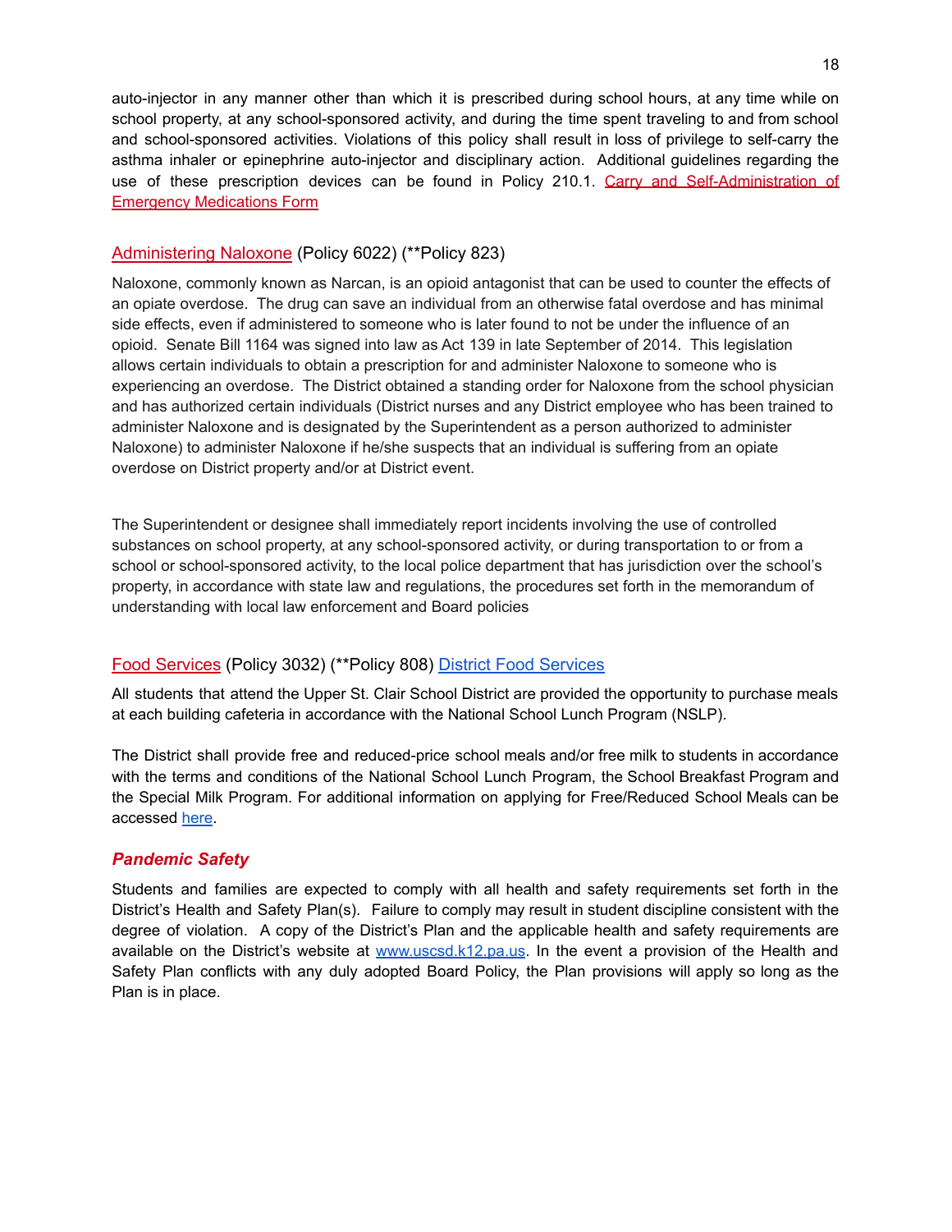auto-injector in any manner other than which it is prescribed during school hours, at any time while on school property, at any school-sponsored activity, and during the time spent traveling to and from school and school-sponsored activities. Violations of this policy shall result in loss of privilege to self-carry the asthma inhaler or epinephrine auto-injector and disciplinary action. Additional guidelines regarding the use of these prescription devices can be found in Policy 210.1. Carry and Self-Administration of Emergency Medications Form

### Administering Naloxone (Policy 6022) (**Policy 823)

Naloxone, commonly known as Narcan, is an opioid antagonist that can be used to counter the effects of an opiate overdose. The drug can save an individual from an otherwise fatal overdose and has minimal side effects, even if administered to someone who is later found to not be under the influence of an opioid. Senate Bill 1164 was signed into law as Act 139 in late September of 2014. This legislation allows certain individuals to obtain a prescription for and administer Naloxone to someone who is experiencing an overdose. The District obtained a standing order for Naloxone from the school physician and has authorized certain individuals (District nurses and any District employee who has been trained to administer Naloxone and is designated by the Superintendent as a person authorized to administer Naloxone) to administer Naloxone if he/she suspects that an individual is suffering from an opiate overdose on District property and/or at District event.

The Superintendent or designee shall immediately report incidents involving the use of controlled substances on school property, at any school-sponsored activity, or during transportation to or from a school or school-sponsored activity, to the local police department that has jurisdiction over the school's property, in accordance with state law and regulations, the procedures set forth in the memorandum of understanding with local law enforcement and Board policies

### Food Services (Policy 3032) (**Policy 808) District Food Services

All students that attend the Upper St. Clair School District are provided the opportunity to purchase meals at each building cafeteria in accordance with the National School Lunch Program (NSLP).

The District shall provide free and reduced-price school meals and/or free milk to students in accordance with the terms and conditions of the National School Lunch Program, the School Breakfast Program and the Special Milk Program. For additional information on applying for Free/Reduced School Meals can be accessed here.

### *Pandemic Safety*

Students and families are expected to comply with all health and safety requirements set forth in the District's Health and Safety Plan(s). Failure to comply may result in student discipline consistent with the degree of violation. A copy of the District's Plan and the applicable health and safety requirements are available on the District's website at www.uscsd.k12.pa.us. In the event a provision of the Health and Safety Plan conflicts with any duly adopted Board Policy, the Plan provisions will apply so long as the Plan is in place.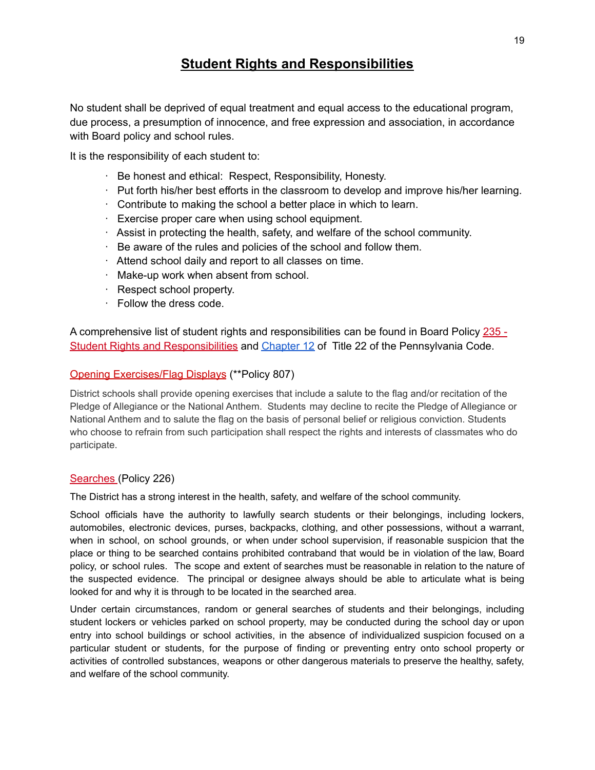## Student Rights and Responsibilities

No student shall be deprived of equal treatment and equal access to the educational program, due process, a presumption of innocence, and free expression and association, in accordance with Board policy and school rules.

It is the responsibility of each student to:

- Be honest and ethical: Respect, Responsibility, Honesty.
- Put forth his/her best efforts in the classroom to develop and improve his/her learning.
- Contribute to making the school a better place in which to learn.
- Exercise proper care when using school equipment.
- Assist in protecting the health, safety, and welfare of the school community.
- Be aware of the rules and policies of the school and follow them.
- Attend school daily and report to all classes on time.
- Make-up work when absent from school.
- Respect school property.
- Follow the dress code.

A comprehensive list of student rights and responsibilities can be found in Board Policy 235 - Student Rights and Responsibilities and Chapter 12 of Title 22 of the Pennsylvania Code.

### Opening Exercises/Flag Displays (**Policy 807)

District schools shall provide opening exercises that include a salute to the flag and/or recitation of the Pledge of Allegiance or the National Anthem. Students may decline to recite the Pledge of Allegiance or National Anthem and to salute the flag on the basis of personal belief or religious conviction. Students who choose to refrain from such participation shall respect the rights and interests of classmates who do participate.

### Searches (Policy 226)

The District has a strong interest in the health, safety, and welfare of the school community.

School officials have the authority to lawfully search students or their belongings, including lockers, automobiles, electronic devices, purses, backpacks, clothing, and other possessions, without a warrant, when in school, on school grounds, or when under school supervision, if reasonable suspicion that the place or thing to be searched contains prohibited contraband that would be in violation of the law, Board policy, or school rules. The scope and extent of searches must be reasonable in relation to the nature of the suspected evidence. The principal or designee always should be able to articulate what is being looked for and why it is through to be located in the searched area.

Under certain circumstances, random or general searches of students and their belongings, including student lockers or vehicles parked on school property, may be conducted during the school day or upon entry into school buildings or school activities, in the absence of individualized suspicion focused on a particular student or students, for the purpose of finding or preventing entry onto school property or activities of controlled substances, weapons or other dangerous materials to preserve the healthy, safety, and welfare of the school community.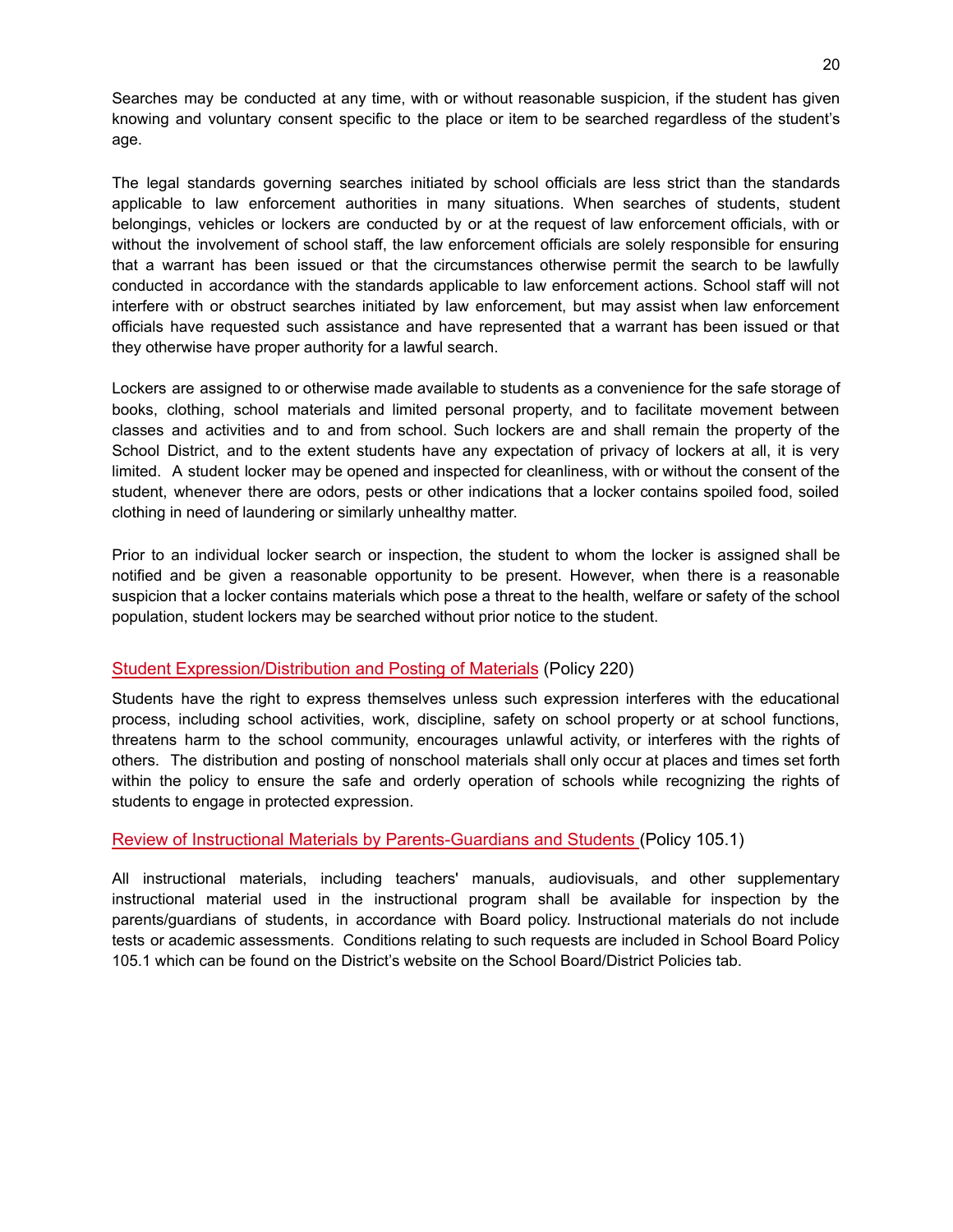Searches may be conducted at any time, with or without reasonable suspicion, if the student has given knowing and voluntary consent specific to the place or item to be searched regardless of the student's age.

The legal standards governing searches initiated by school officials are less strict than the standards applicable to law enforcement authorities in many situations. When searches of students, student belongings, vehicles or lockers are conducted by or at the request of law enforcement officials, with or without the involvement of school staff, the law enforcement officials are solely responsible for ensuring that a warrant has been issued or that the circumstances otherwise permit the search to be lawfully conducted in accordance with the standards applicable to law enforcement actions. School staff will not interfere with or obstruct searches initiated by law enforcement, but may assist when law enforcement officials have requested such assistance and have represented that a warrant has been issued or that they otherwise have proper authority for a lawful search.

Lockers are assigned to or otherwise made available to students as a convenience for the safe storage of books, clothing, school materials and limited personal property, and to facilitate movement between classes and activities and to and from school. Such lockers are and shall remain the property of the School District, and to the extent students have any expectation of privacy of lockers at all, it is very limited. A student locker may be opened and inspected for cleanliness, with or without the consent of the student, whenever there are odors, pests or other indications that a locker contains spoiled food, soiled clothing in need of laundering or similarly unhealthy matter.

Prior to an individual locker search or inspection, the student to whom the locker is assigned shall be notified and be given a reasonable opportunity to be present. However, when there is a reasonable suspicion that a locker contains materials which pose a threat to the health, welfare or safety of the school population, student lockers may be searched without prior notice to the student.

### Student Expression/Distribution and Posting of Materials (Policy 220)

Students have the right to express themselves unless such expression interferes with the educational process, including school activities, work, discipline, safety on school property or at school functions, threatens harm to the school community, encourages unlawful activity, or interferes with the rights of others. The distribution and posting of nonschool materials shall only occur at places and times set forth within the policy to ensure the safe and orderly operation of schools while recognizing the rights of students to engage in protected expression.

### Review of Instructional Materials by Parents-Guardians and Students (Policy 105.1)

All instructional materials, including teachers' manuals, audiovisuals, and other supplementary instructional material used in the instructional program shall be available for inspection by the parents/guardians of students, in accordance with Board policy. Instructional materials do not include tests or academic assessments. Conditions relating to such requests are included in School Board Policy 105.1 which can be found on the District's website on the School Board/District Policies tab.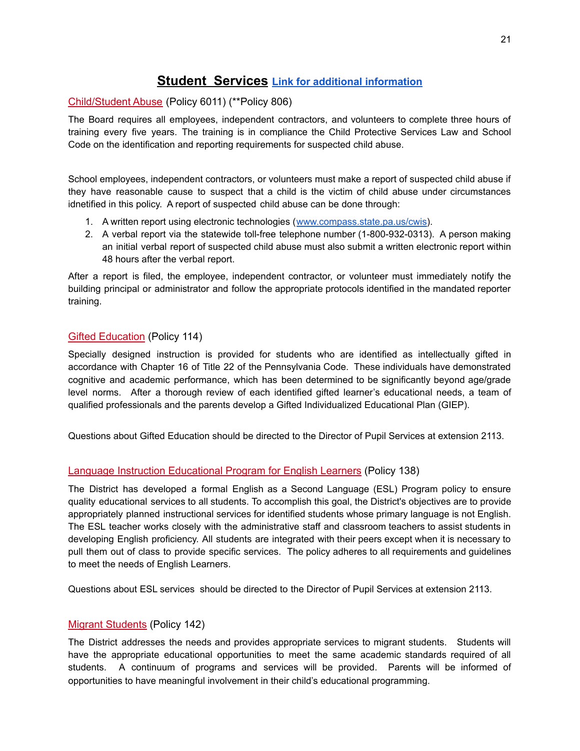## Student Services [Link for additional information]

[Child/Student Abuse] (Policy 6011) (**Policy 806)

The Board requires all employees, independent contractors, and volunteers to complete three hours of training every five years. The training is in compliance the Child Protective Services Law and School Code on the identification and reporting requirements for suspected child abuse.

School employees, independent contractors, or volunteers must make a report of suspected child abuse if they have reasonable cause to suspect that a child is the victim of child abuse under circumstances idnetified in this policy. A report of suspected child abuse can be done through:

1. A written report using electronic technologies (www.compass.state.pa.us/cwis).
2. A verbal report via the statewide toll-free telephone number (1-800-932-0313). A person making an initial verbal report of suspected child abuse must also submit a written electronic report within 48 hours after the verbal report.

After a report is filed, the employee, independent contractor, or volunteer must immediately notify the building principal or administrator and follow the appropriate protocols identified in the mandated reporter training.

[Gifted Education] (Policy 114)

Specially designed instruction is provided for students who are identified as intellectually gifted in accordance with Chapter 16 of Title 22 of the Pennsylvania Code. These individuals have demonstrated cognitive and academic performance, which has been determined to be significantly beyond age/grade level norms. After a thorough review of each identified gifted learner's educational needs, a team of qualified professionals and the parents develop a Gifted Individualized Educational Plan (GIEP).

Questions about Gifted Education should be directed to the Director of Pupil Services at extension 2113.

[Language Instruction Educational Program for English Learners] (Policy 138)

The District has developed a formal English as a Second Language (ESL) Program policy to ensure quality educational services to all students. To accomplish this goal, the District's objectives are to provide appropriately planned instructional services for identified students whose primary language is not English. The ESL teacher works closely with the administrative staff and classroom teachers to assist students in developing English proficiency. All students are integrated with their peers except when it is necessary to pull them out of class to provide specific services. The policy adheres to all requirements and guidelines to meet the needs of English Learners.

Questions about ESL services should be directed to the Director of Pupil Services at extension 2113.

[Migrant Students] (Policy 142)

The District addresses the needs and provides appropriate services to migrant students. Students will have the appropriate educational opportunities to meet the same academic standards required of all students. A continuum of programs and services will be provided. Parents will be informed of opportunities to have meaningful involvement in their child's educational programming.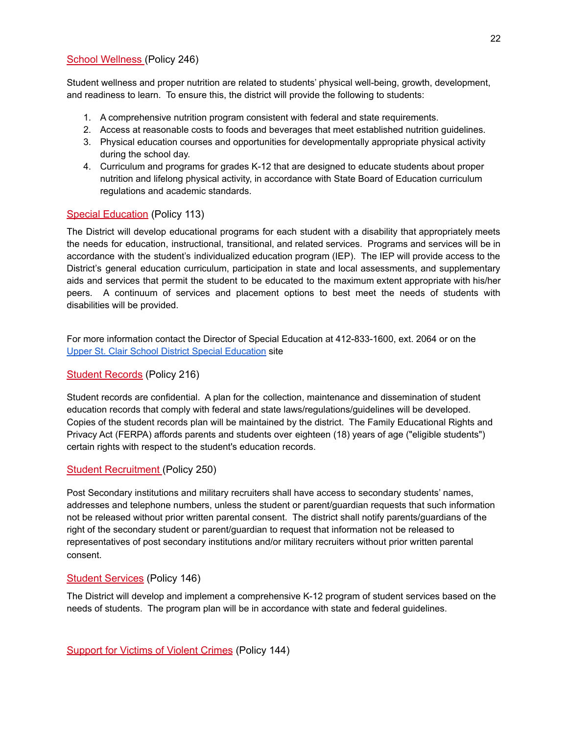## School Wellness (Policy 246)

Student wellness and proper nutrition are related to students' physical well-being, growth, development, and readiness to learn. To ensure this, the district will provide the following to students:

1. A comprehensive nutrition program consistent with federal and state requirements.
2. Access at reasonable costs to foods and beverages that meet established nutrition guidelines.
3. Physical education courses and opportunities for developmentally appropriate physical activity during the school day.
4. Curriculum and programs for grades K-12 that are designed to educate students about proper nutrition and lifelong physical activity, in accordance with State Board of Education curriculum regulations and academic standards.

## Special Education (Policy 113)

The District will develop educational programs for each student with a disability that appropriately meets the needs for education, instructional, transitional, and related services. Programs and services will be in accordance with the student's individualized education program (IEP). The IEP will provide access to the District's general education curriculum, participation in state and local assessments, and supplementary aids and services that permit the student to be educated to the maximum extent appropriate with his/her peers. A continuum of services and placement options to best meet the needs of students with disabilities will be provided.

For more information contact the Director of Special Education at 412-833-1600, ext. 2064 or on the Upper St. Clair School District Special Education site

## Student Records (Policy 216)

Student records are confidential. A plan for the collection, maintenance and dissemination of student education records that comply with federal and state laws/regulations/guidelines will be developed. Copies of the student records plan will be maintained by the district. The Family Educational Rights and Privacy Act (FERPA) affords parents and students over eighteen (18) years of age ("eligible students") certain rights with respect to the student's education records.

## Student Recruitment (Policy 250)

Post Secondary institutions and military recruiters shall have access to secondary students' names, addresses and telephone numbers, unless the student or parent/guardian requests that such information not be released without prior written parental consent. The district shall notify parents/guardians of the right of the secondary student or parent/guardian to request that information not be released to representatives of post secondary institutions and/or military recruiters without prior written parental consent.

## Student Services (Policy 146)

The District will develop and implement a comprehensive K-12 program of student services based on the needs of students. The program plan will be in accordance with state and federal guidelines.

## Support for Victims of Violent Crimes (Policy 144)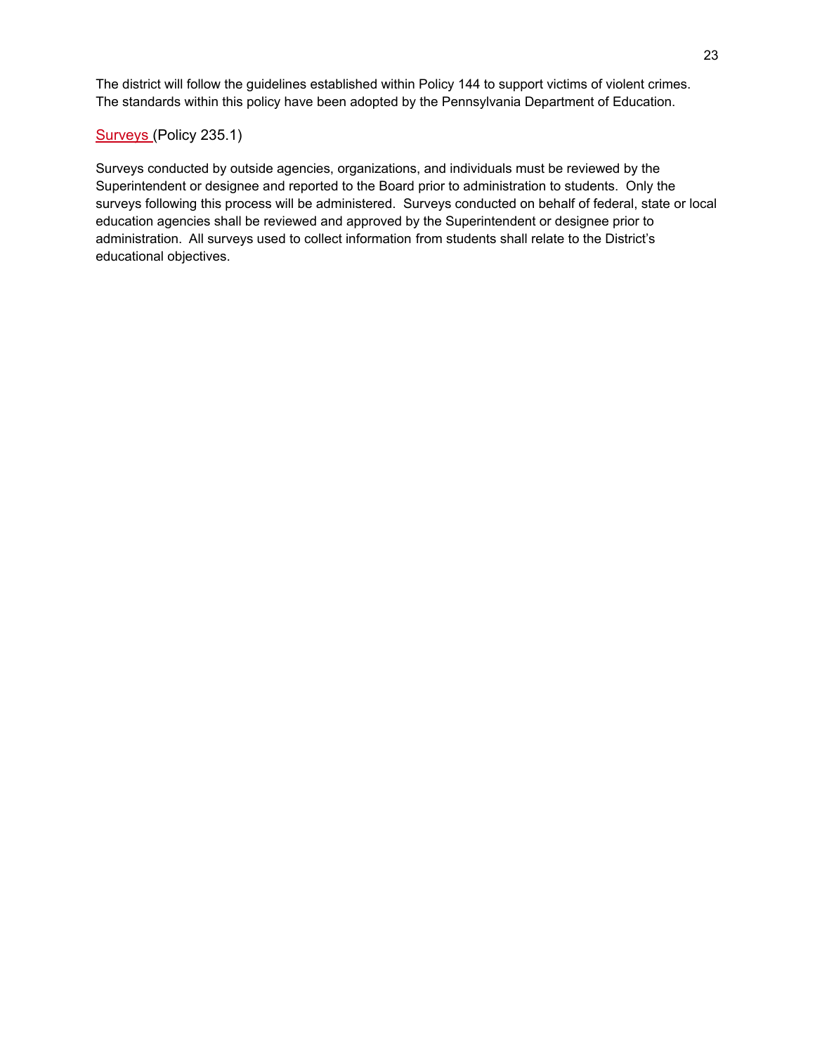The district will follow the guidelines established within Policy 144 to support victims of violent crimes. The standards within this policy have been adopted by the Pennsylvania Department of Education.

## Surveys (Policy 235.1)

Surveys conducted by outside agencies, organizations, and individuals must be reviewed by the Superintendent or designee and reported to the Board prior to administration to students. Only the surveys following this process will be administered. Surveys conducted on behalf of federal, state or local education agencies shall be reviewed and approved by the Superintendent or designee prior to administration. All surveys used to collect information from students shall relate to the District's educational objectives.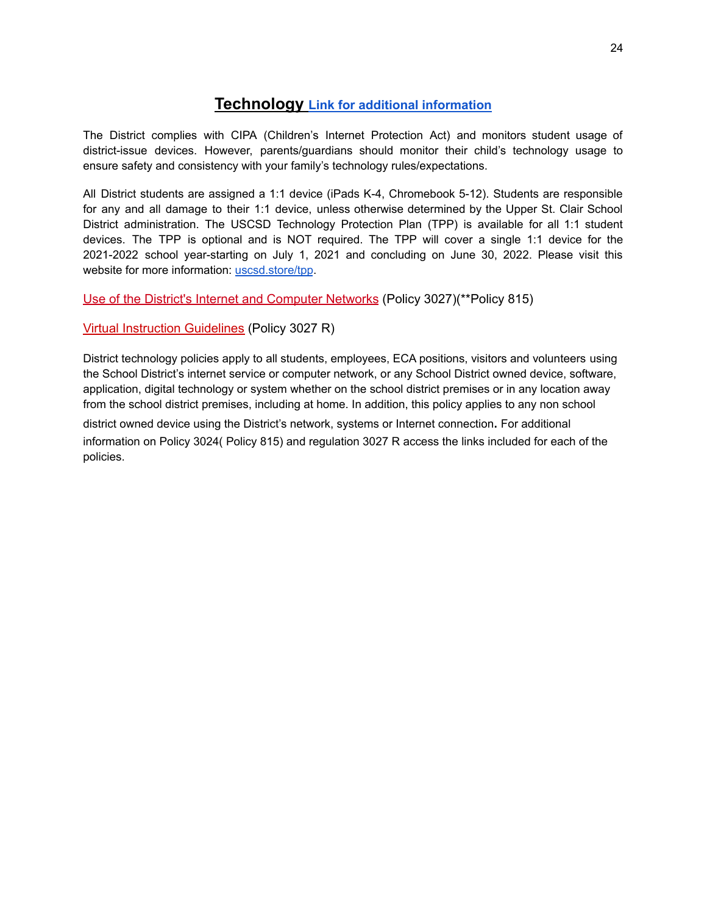# Technology Link for additional information

The District complies with CIPA (Children's Internet Protection Act) and monitors student usage of district-issue devices. However, parents/guardians should monitor their child's technology usage to ensure safety and consistency with your family's technology rules/expectations.

All District students are assigned a 1:1 device (iPads K-4, Chromebook 5-12). Students are responsible for any and all damage to their 1:1 device, unless otherwise determined by the Upper St. Clair School District administration. The USCSD Technology Protection Plan (TPP) is available for all 1:1 student devices. The TPP is optional and is NOT required. The TPP will cover a single 1:1 device for the 2021-2022 school year-starting on July 1, 2021 and concluding on June 30, 2022. Please visit this website for more information: uscsd.store/tpp.

Use of the District's Internet and Computer Networks (Policy 3027)(**Policy 815)

Virtual Instruction Guidelines (Policy 3027 R)

District technology policies apply to all students, employees, ECA positions, visitors and volunteers using the School District's internet service or computer network, or any School District owned device, software, application, digital technology or system whether on the school district premises or in any location away from the school district premises, including at home. In addition, this policy applies to any non school district owned device using the District's network, systems or Internet connection**.** For additional information on Policy 3024( Policy 815) and regulation 3027 R access the links included for each of the policies.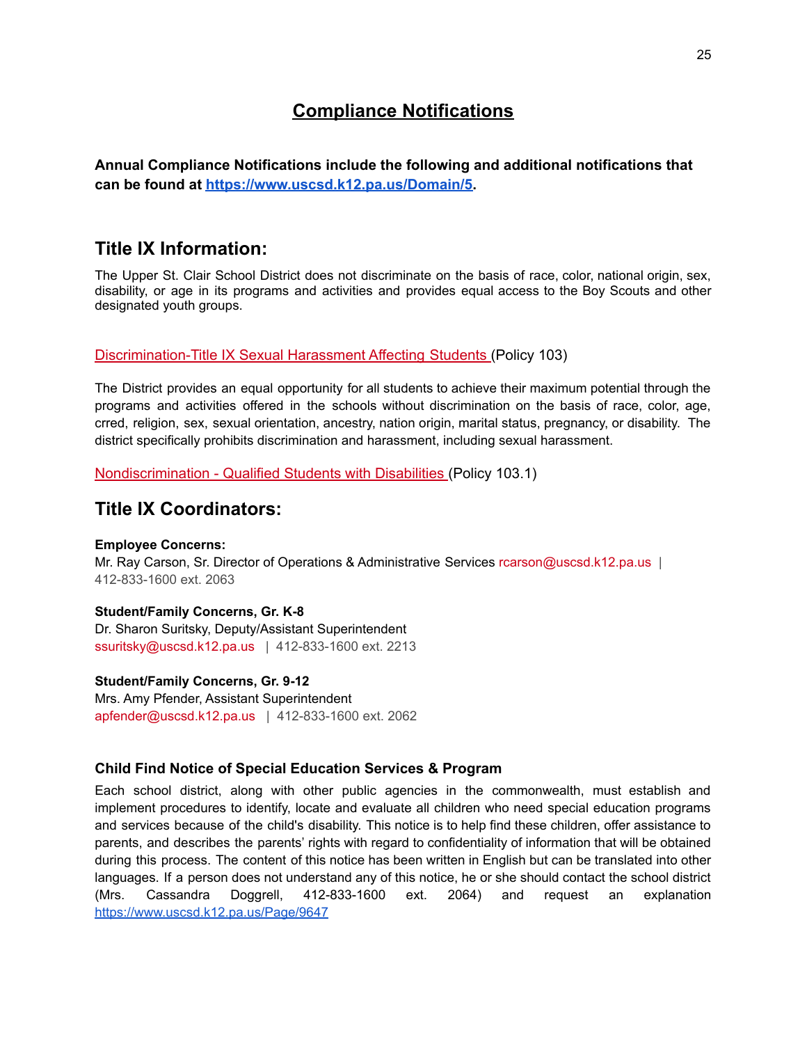# Compliance Notifications

**Annual Compliance Notifications include the following and additional notifications that can be found at [https://www.uscsd.k12.pa.us/Domain/5](https://www.uscsd.k12.pa.us/Domain/5).**

## Title IX Information:

The Upper St. Clair School District does not discriminate on the basis of race, color, national origin, sex, disability, or age in its programs and activities and provides equal access to the Boy Scouts and other designated youth groups.

Discrimination-Title IX Sexual Harassment Affecting Students (Policy 103)

The District provides an equal opportunity for all students to achieve their maximum potential through the programs and activities offered in the schools without discrimination on the basis of race, color, age, crred, religion, sex, sexual orientation, ancestry, nation origin, marital status, pregnancy, or disability. The district specifically prohibits discrimination and harassment, including sexual harassment.

Nondiscrimination - Qualified Students with Disabilities (Policy 103.1)

## Title IX Coordinators:

**Employee Concerns:**
Mr. Ray Carson, Sr. Director of Operations & Administrative Services rcarson@uscsd.k12.pa.us | 412-833-1600 ext. 2063

**Student/Family Concerns, Gr. K-8**
Dr. Sharon Suritsky, Deputy/Assistant Superintendent
ssuritsky@uscsd.k12.pa.us | 412-833-1600 ext. 2213

**Student/Family Concerns, Gr. 9-12**
Mrs. Amy Pfender, Assistant Superintendent
apfender@uscsd.k12.pa.us | 412-833-1600 ext. 2062

### Child Find Notice of Special Education Services & Program

Each school district, along with other public agencies in the commonwealth, must establish and implement procedures to identify, locate and evaluate all children who need special education programs and services because of the child's disability. This notice is to help find these children, offer assistance to parents, and describes the parents' rights with regard to confidentiality of information that will be obtained during this process. The content of this notice has been written in English but can be translated into other languages. If a person does not understand any of this notice, he or she should contact the school district (Mrs. Cassandra Doggrell, 412-833-1600 ext. 2064) and request an explanation [https://www.uscsd.k12.pa.us/Page/9647](https://www.uscsd.k12.pa.us/Page/9647)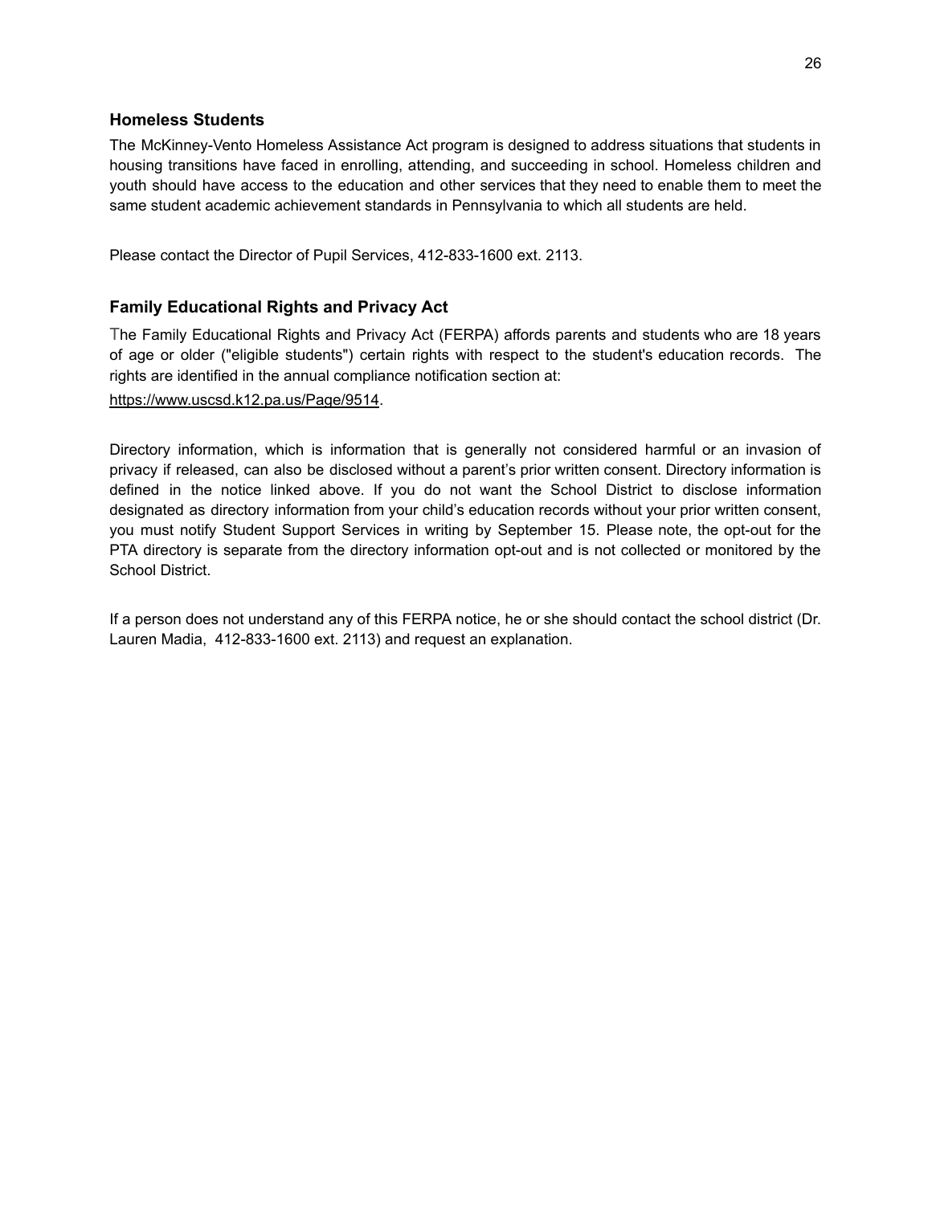## Homeless Students

The McKinney-Vento Homeless Assistance Act program is designed to address situations that students in housing transitions have faced in enrolling, attending, and succeeding in school. Homeless children and youth should have access to the education and other services that they need to enable them to meet the same student academic achievement standards in Pennsylvania to which all students are held.

Please contact the Director of Pupil Services, 412-833-1600 ext. 2113.

## Family Educational Rights and Privacy Act

The Family Educational Rights and Privacy Act (FERPA) affords parents and students who are 18 years of age or older ("eligible students") certain rights with respect to the student's education records. The rights are identified in the annual compliance notification section at:

https://www.uscsd.k12.pa.us/Page/9514.

Directory information, which is information that is generally not considered harmful or an invasion of privacy if released, can also be disclosed without a parent's prior written consent. Directory information is defined in the notice linked above. If you do not want the School District to disclose information designated as directory information from your child's education records without your prior written consent, you must notify Student Support Services in writing by September 15. Please note, the opt-out for the PTA directory is separate from the directory information opt-out and is not collected or monitored by the School District.

If a person does not understand any of this FERPA notice, he or she should contact the school district (Dr. Lauren Madia, 412-833-1600 ext. 2113) and request an explanation.